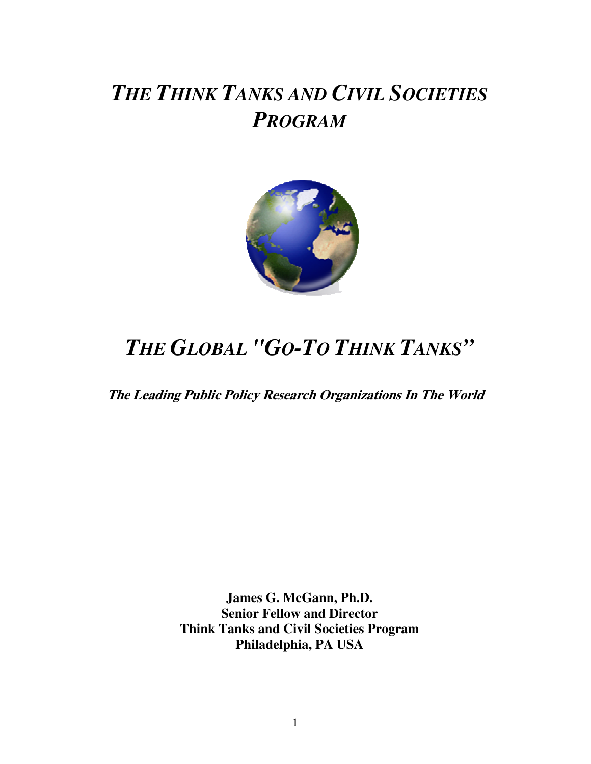# *THE THINK TANKS AND CIVIL SOCIETIES PROGRAM*

# *THE GLOBAL "GO-TO THINK TANKS"*

***The Leading Public Policy Research Organizations In The World***

**James G. McGann, Ph.D.**
**Senior Fellow and Director**
**Think Tanks and Civil Societies Program**
**Philadelphia, PA USA**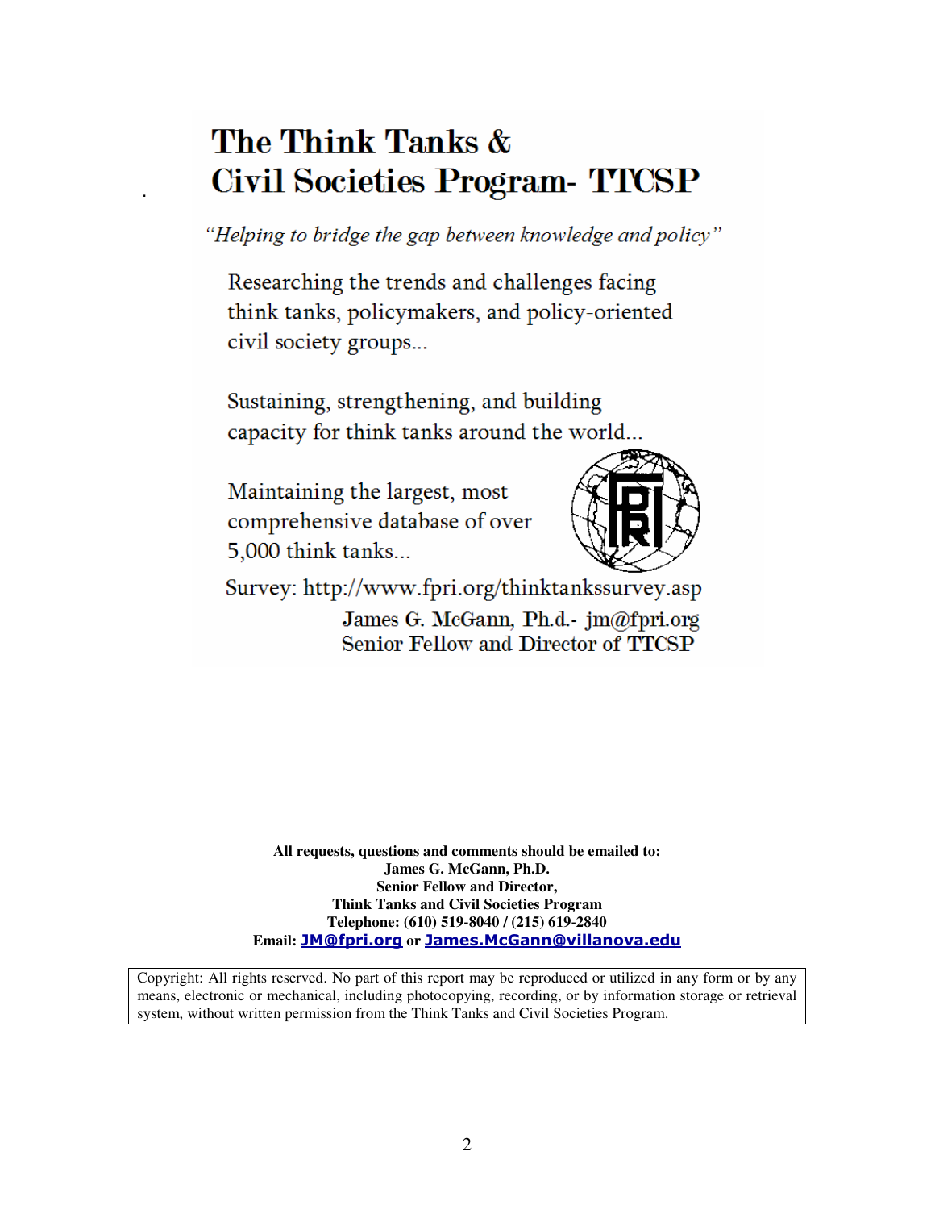# The Think Tanks & Civil Societies Program- TTCSP

*"Helping to bridge the gap between knowledge and policy"*

Researching the trends and challenges facing think tanks, policymakers, and policy-oriented civil society groups...

Sustaining, strengthening, and building capacity for think tanks around the world...

Maintaining the largest, most comprehensive database of over 5,000 think tanks...

Survey: http://www.fpri.org/thinktankssurvey.asp

James G. McGann, Ph.d.- jm@fpri.org
Senior Fellow and Director of TTCSP

**All requests, questions and comments should be emailed to:**
**James G. McGann, Ph.D.**
**Senior Fellow and Director,**
**Think Tanks and Civil Societies Program**
**Telephone: (610) 519-8040 / (215) 619-2840**
**Email: JM@fpri.org or James.McGann@villanova.edu**

Copyright: All rights reserved. No part of this report may be reproduced or utilized in any form or by any means, electronic or mechanical, including photocopying, recording, or by information storage or retrieval system, without written permission from the Think Tanks and Civil Societies Program.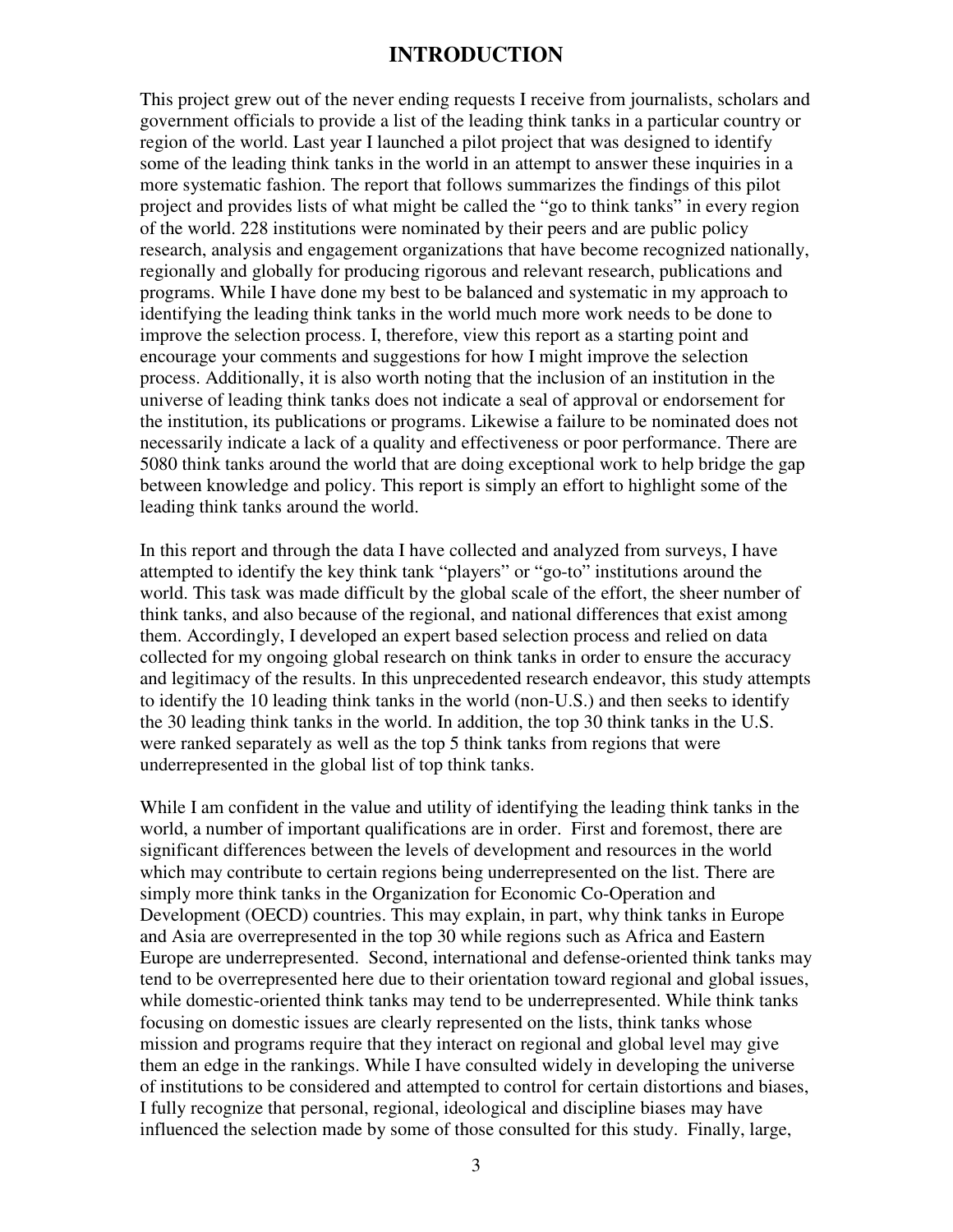# INTRODUCTION

This project grew out of the never ending requests I receive from journalists, scholars and government officials to provide a list of the leading think tanks in a particular country or region of the world. Last year I launched a pilot project that was designed to identify some of the leading think tanks in the world in an attempt to answer these inquiries in a more systematic fashion. The report that follows summarizes the findings of this pilot project and provides lists of what might be called the "go to think tanks" in every region of the world. 228 institutions were nominated by their peers and are public policy research, analysis and engagement organizations that have become recognized nationally, regionally and globally for producing rigorous and relevant research, publications and programs. While I have done my best to be balanced and systematic in my approach to identifying the leading think tanks in the world much more work needs to be done to improve the selection process. I, therefore, view this report as a starting point and encourage your comments and suggestions for how I might improve the selection process. Additionally, it is also worth noting that the inclusion of an institution in the universe of leading think tanks does not indicate a seal of approval or endorsement for the institution, its publications or programs. Likewise a failure to be nominated does not necessarily indicate a lack of a quality and effectiveness or poor performance. There are 5080 think tanks around the world that are doing exceptional work to help bridge the gap between knowledge and policy. This report is simply an effort to highlight some of the leading think tanks around the world.

In this report and through the data I have collected and analyzed from surveys, I have attempted to identify the key think tank "players" or "go-to" institutions around the world. This task was made difficult by the global scale of the effort, the sheer number of think tanks, and also because of the regional, and national differences that exist among them. Accordingly, I developed an expert based selection process and relied on data collected for my ongoing global research on think tanks in order to ensure the accuracy and legitimacy of the results. In this unprecedented research endeavor, this study attempts to identify the 10 leading think tanks in the world (non-U.S.) and then seeks to identify the 30 leading think tanks in the world. In addition, the top 30 think tanks in the U.S. were ranked separately as well as the top 5 think tanks from regions that were underrepresented in the global list of top think tanks.

While I am confident in the value and utility of identifying the leading think tanks in the world, a number of important qualifications are in order. First and foremost, there are significant differences between the levels of development and resources in the world which may contribute to certain regions being underrepresented on the list. There are simply more think tanks in the Organization for Economic Co-Operation and Development (OECD) countries. This may explain, in part, why think tanks in Europe and Asia are overrepresented in the top 30 while regions such as Africa and Eastern Europe are underrepresented. Second, international and defense-oriented think tanks may tend to be overrepresented here due to their orientation toward regional and global issues, while domestic-oriented think tanks may tend to be underrepresented. While think tanks focusing on domestic issues are clearly represented on the lists, think tanks whose mission and programs require that they interact on regional and global level may give them an edge in the rankings. While I have consulted widely in developing the universe of institutions to be considered and attempted to control for certain distortions and biases, I fully recognize that personal, regional, ideological and discipline biases may have influenced the selection made by some of those consulted for this study. Finally, large,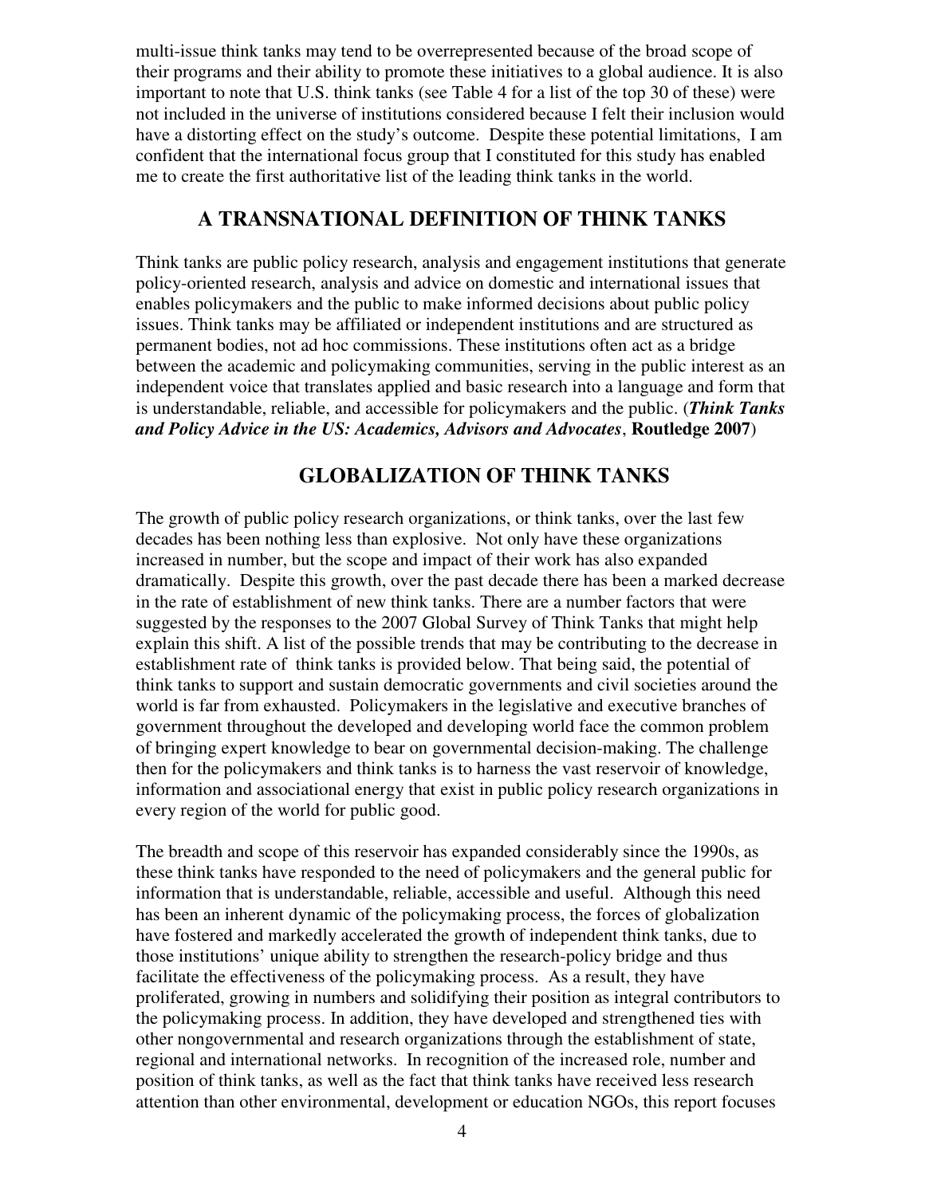multi-issue think tanks may tend to be overrepresented because of the broad scope of their programs and their ability to promote these initiatives to a global audience. It is also important to note that U.S. think tanks (see Table 4 for a list of the top 30 of these) were not included in the universe of institutions considered because I felt their inclusion would have a distorting effect on the study's outcome. Despite these potential limitations, I am confident that the international focus group that I constituted for this study has enabled me to create the first authoritative list of the leading think tanks in the world.

## A TRANSNATIONAL DEFINITION OF THINK TANKS

Think tanks are public policy research, analysis and engagement institutions that generate policy-oriented research, analysis and advice on domestic and international issues that enables policymakers and the public to make informed decisions about public policy issues. Think tanks may be affiliated or independent institutions and are structured as permanent bodies, not ad hoc commissions. These institutions often act as a bridge between the academic and policymaking communities, serving in the public interest as an independent voice that translates applied and basic research into a language and form that is understandable, reliable, and accessible for policymakers and the public. (***Think Tanks and Policy Advice in the US: Academics, Advisors and Advocates***, **Routledge 2007**)

## GLOBALIZATION OF THINK TANKS

The growth of public policy research organizations, or think tanks, over the last few decades has been nothing less than explosive. Not only have these organizations increased in number, but the scope and impact of their work has also expanded dramatically. Despite this growth, over the past decade there has been a marked decrease in the rate of establishment of new think tanks. There are a number factors that were suggested by the responses to the 2007 Global Survey of Think Tanks that might help explain this shift. A list of the possible trends that may be contributing to the decrease in establishment rate of think tanks is provided below. That being said, the potential of think tanks to support and sustain democratic governments and civil societies around the world is far from exhausted. Policymakers in the legislative and executive branches of government throughout the developed and developing world face the common problem of bringing expert knowledge to bear on governmental decision-making. The challenge then for the policymakers and think tanks is to harness the vast reservoir of knowledge, information and associational energy that exist in public policy research organizations in every region of the world for public good.

The breadth and scope of this reservoir has expanded considerably since the 1990s, as these think tanks have responded to the need of policymakers and the general public for information that is understandable, reliable, accessible and useful. Although this need has been an inherent dynamic of the policymaking process, the forces of globalization have fostered and markedly accelerated the growth of independent think tanks, due to those institutions' unique ability to strengthen the research-policy bridge and thus facilitate the effectiveness of the policymaking process. As a result, they have proliferated, growing in numbers and solidifying their position as integral contributors to the policymaking process. In addition, they have developed and strengthened ties with other nongovernmental and research organizations through the establishment of state, regional and international networks. In recognition of the increased role, number and position of think tanks, as well as the fact that think tanks have received less research attention than other environmental, development or education NGOs, this report focuses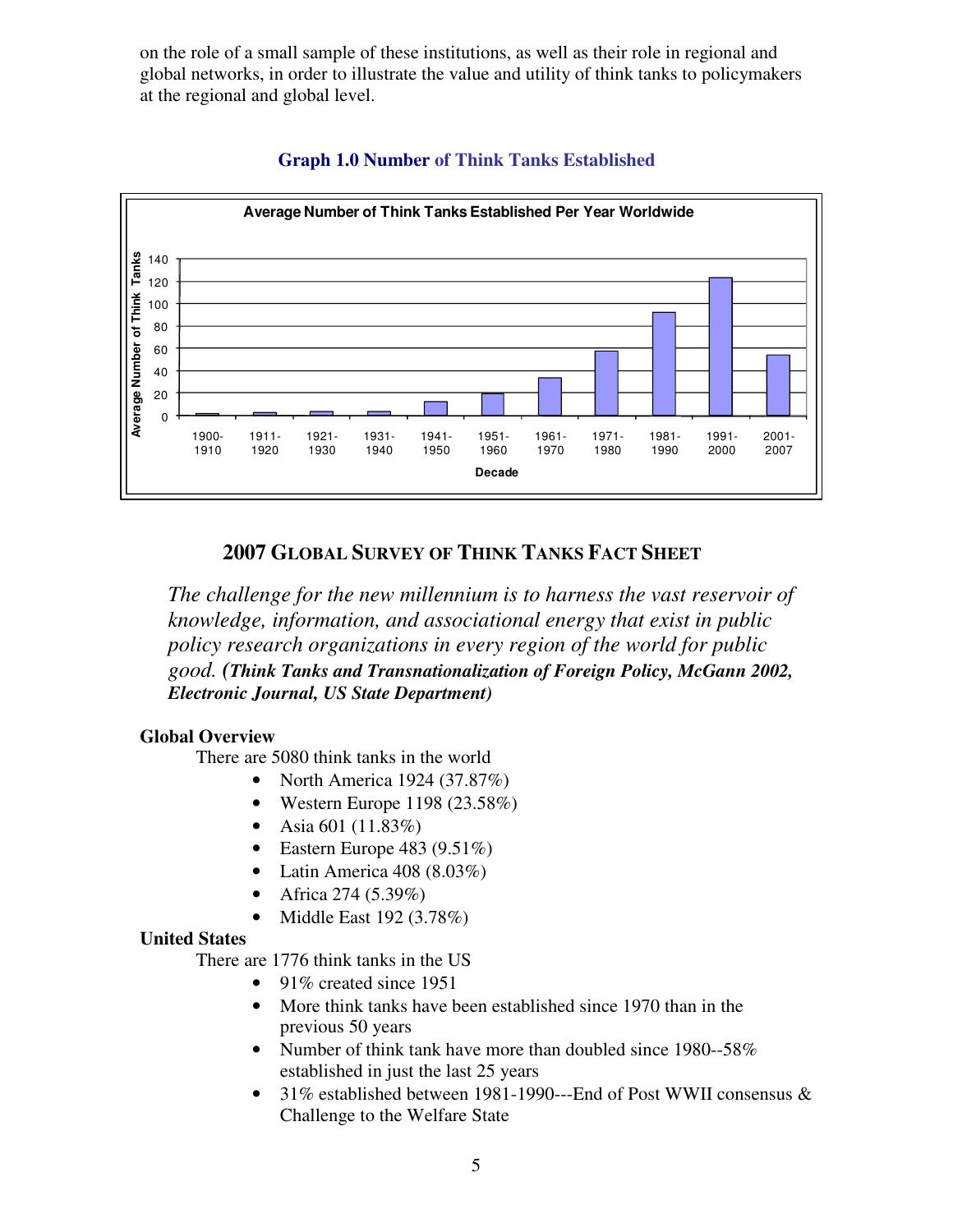on the role of a small sample of these institutions, as well as their role in regional and global networks, in order to illustrate the value and utility of think tanks to policymakers at the regional and global level.

**Graph 1.0 Number of Think Tanks Established**

**Average Number of Think Tanks Established Per Year Worldwide**

Average Number of Think Tanks

140
120
100
80
60
40
20
0

1900-1910 | 1911-1920 | 1921-1930 | 1931-1940 | 1941-1950 | 1951-1960 | 1961-1970 | 1971-1980 | 1981-1990 | 1991-2000 | 2001-2007

Decade

## 2007 GLOBAL SURVEY OF THINK TANKS FACT SHEET

*The challenge for the new millennium is to harness the vast reservoir of knowledge, information, and associational energy that exist in public policy research organizations in every region of the world for public good.* ***(Think Tanks and Transnationalization of Foreign Policy, McGann 2002, Electronic Journal, US State Department)***

**Global Overview**

There are 5080 think tanks in the world

- North America 1924 (37.87%)
- Western Europe 1198 (23.58%)
- Asia 601 (11.83%)
- Eastern Europe 483 (9.51%)
- Latin America 408 (8.03%)
- Africa 274 (5.39%)
- Middle East 192 (3.78%)

**United States**

There are 1776 think tanks in the US

- 91% created since 1951
- More think tanks have been established since 1970 than in the previous 50 years
- Number of think tank have more than doubled since 1980--58% established in just the last 25 years
- 31% established between 1981-1990---End of Post WWII consensus & Challenge to the Welfare State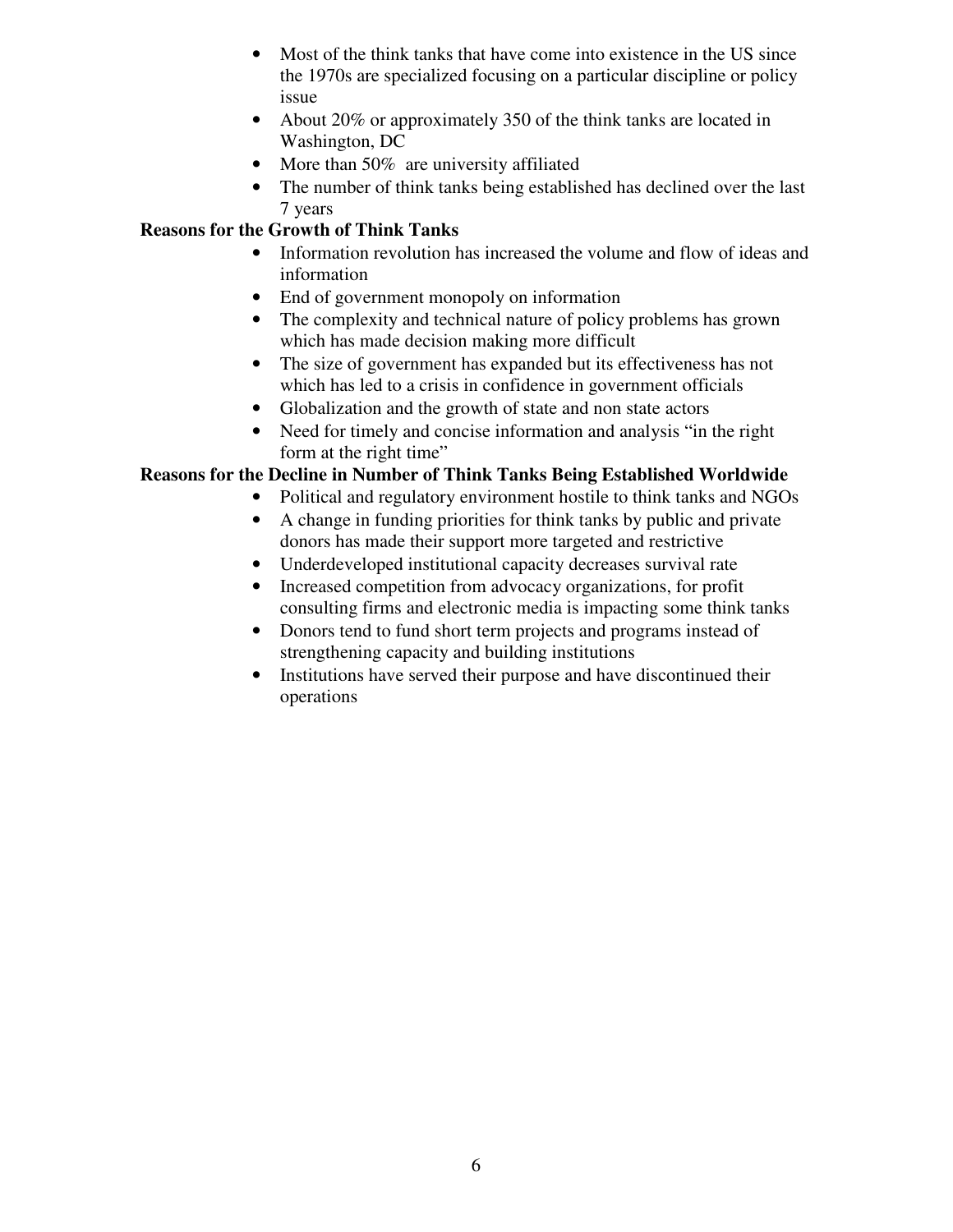- Most of the think tanks that have come into existence in the US since the 1970s are specialized focusing on a particular discipline or policy issue
- About 20% or approximately 350 of the think tanks are located in Washington, DC
- More than 50% are university affiliated
- The number of think tanks being established has declined over the last 7 years

**Reasons for the Growth of Think Tanks**

- Information revolution has increased the volume and flow of ideas and information
- End of government monopoly on information
- The complexity and technical nature of policy problems has grown which has made decision making more difficult
- The size of government has expanded but its effectiveness has not which has led to a crisis in confidence in government officials
- Globalization and the growth of state and non state actors
- Need for timely and concise information and analysis "in the right form at the right time"

**Reasons for the Decline in Number of Think Tanks Being Established Worldwide**

- Political and regulatory environment hostile to think tanks and NGOs
- A change in funding priorities for think tanks by public and private donors has made their support more targeted and restrictive
- Underdeveloped institutional capacity decreases survival rate
- Increased competition from advocacy organizations, for profit consulting firms and electronic media is impacting some think tanks
- Donors tend to fund short term projects and programs instead of strengthening capacity and building institutions
- Institutions have served their purpose and have discontinued their operations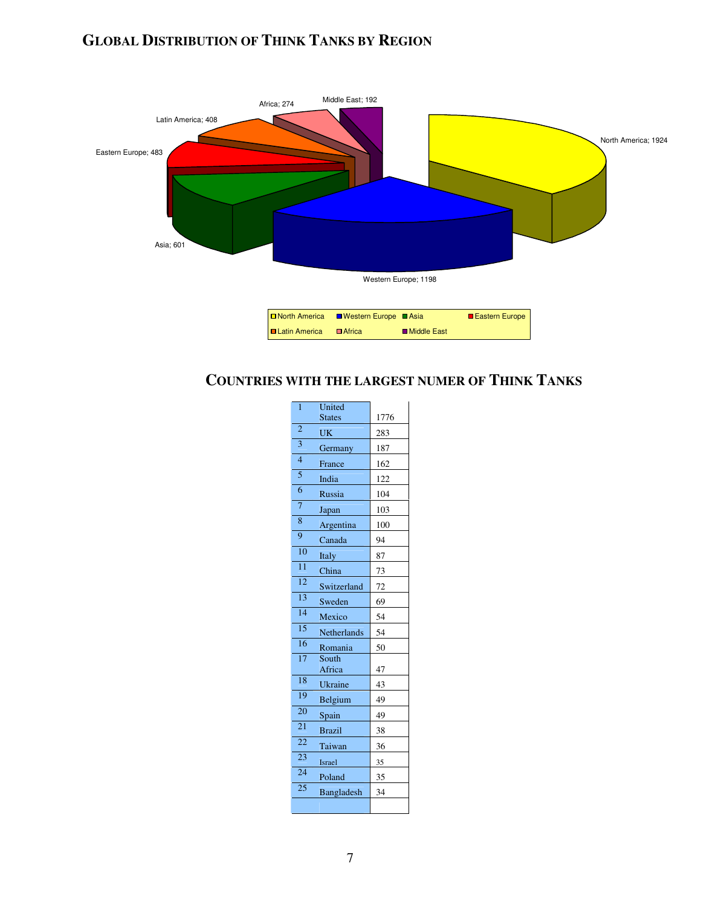## GLOBAL DISTRIBUTION OF THINK TANKS BY REGION

North America; 1924
Western Europe; 1198
Asia; 601
Eastern Europe; 483
Latin America; 408
Africa; 274
Middle East; 192

## COUNTRIES WITH THE LARGEST NUMER OF THINK TANKS

| | | |
|---|---|---|
| 1 | United States | 1776 |
| 2 | UK | 283 |
| 3 | Germany | 187 |
| 4 | France | 162 |
| 5 | India | 122 |
| 6 | Russia | 104 |
| 7 | Japan | 103 |
| 8 | Argentina | 100 |
| 9 | Canada | 94 |
| 10 | Italy | 87 |
| 11 | China | 73 |
| 12 | Switzerland | 72 |
| 13 | Sweden | 69 |
| 14 | Mexico | 54 |
| 15 | Netherlands | 54 |
| 16 | Romania | 50 |
| 17 | South Africa | 47 |
| 18 | Ukraine | 43 |
| 19 | Belgium | 49 |
| 20 | Spain | 49 |
| 21 | Brazil | 38 |
| 22 | Taiwan | 36 |
| 23 | Israel | 35 |
| 24 | Poland | 35 |
| 25 | Bangladesh | 34 |
| | | |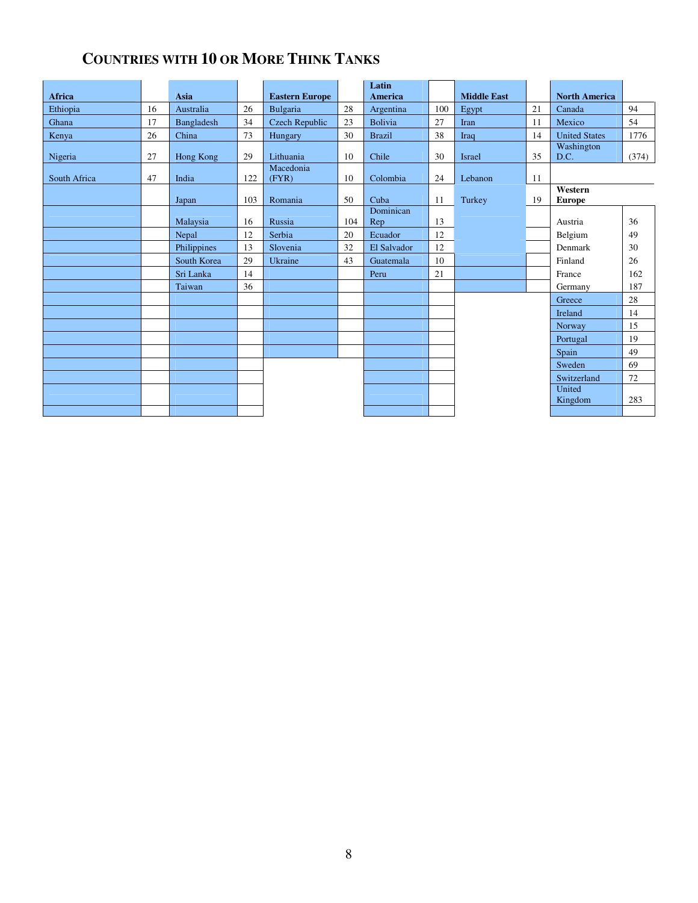# COUNTRIES WITH 10 OR MORE THINK TANKS

| Africa | | Asia | | Eastern Europe | | Latin America | | Middle East | | North America | |
|---|---|---|---|---|---|---|---|---|---|---|---|
| Ethiopia | 16 | Australia | 26 | Bulgaria | 28 | Argentina | 100 | Egypt | 21 | Canada | 94 |
| Ghana | 17 | Bangladesh | 34 | Czech Republic | 23 | Bolivia | 27 | Iran | 11 | Mexico | 54 |
| Kenya | 26 | China | 73 | Hungary | 30 | Brazil | 38 | Iraq | 14 | United States | 1776 |
| Nigeria | 27 | Hong Kong | 29 | Lithuania | 10 | Chile | 30 | Israel | 35 | Washington D.C. | (374) |
| South Africa | 47 | India | 122 | Macedonia (FYR) | 10 | Colombia | 24 | Lebanon | 11 | | |
| | | Japan | 103 | Romania | 50 | Cuba | 11 | Turkey | 19 | **Western Europe** | |
| | | Malaysia | 16 | Russia | 104 | Dominican Rep | 13 | | | Austria | 36 |
| | | Nepal | 12 | Serbia | 20 | Ecuador | 12 | | | Belgium | 49 |
| | | Philippines | 13 | Slovenia | 32 | El Salvador | 12 | | | Denmark | 30 |
| | | South Korea | 29 | Ukraine | 43 | Guatemala | 10 | | | Finland | 26 |
| | | Sri Lanka | 14 | | | Peru | 21 | | | France | 162 |
| | | Taiwan | 36 | | | | | | | Germany | 187 |
| | | | | | | | | | | Greece | 28 |
| | | | | | | | | | | Ireland | 14 |
| | | | | | | | | | | Norway | 15 |
| | | | | | | | | | | Portugal | 19 |
| | | | | | | | | | | Spain | 49 |
| | | | | | | | | | | Sweden | 69 |
| | | | | | | | | | | Switzerland | 72 |
| | | | | | | | | | | United Kingdom | 283 |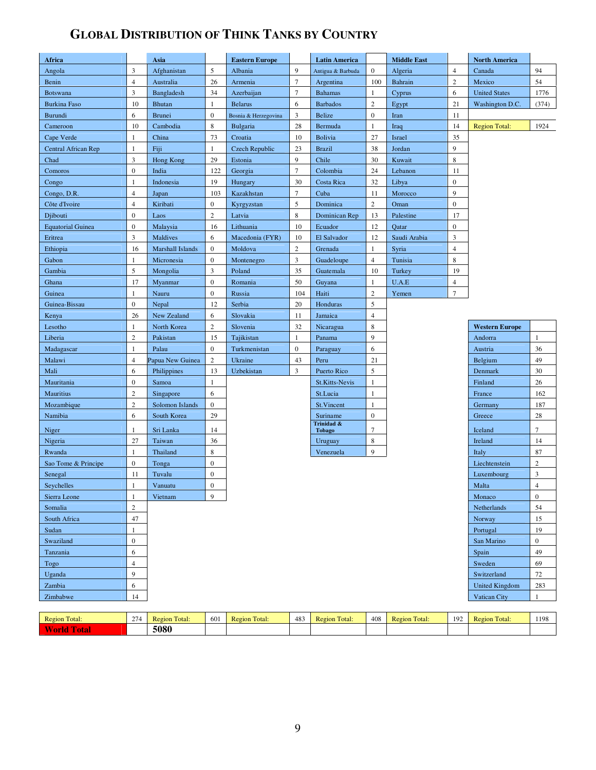## GLOBAL DISTRIBUTION OF THINK TANKS BY COUNTRY

| Africa | | Asia | | Eastern Europe | | Latin America | | Middle East | | North America | |
|---|---|---|---|---|---|---|---|---|---|---|---|
| Angola | 3 | Afghanistan | 5 | Albania | 9 | Antigua & Barbuda | 0 | Algeria | 4 | Canada | 94 |
| Benin | 4 | Australia | 26 | Armenia | 7 | Argentina | 100 | Bahrain | 2 | Mexico | 54 |
| Botswana | 3 | Bangladesh | 34 | Azerbaijan | 7 | Bahamas | 1 | Cyprus | 6 | United States | 1776 |
| Burkina Faso | 10 | Bhutan | 1 | Belarus | 6 | Barbados | 2 | Egypt | 21 | Washington D.C. | (374) |
| Burundi | 6 | Brunei | 0 | Bosnia & Herzegovina | 3 | Belize | 0 | Iran | 11 | | |
| Cameroon | 10 | Cambodia | 8 | Bulgaria | 28 | Bermuda | 1 | Iraq | 14 | Region Total: | 1924 |
| Cape Verde | 1 | China | 73 | Croatia | 10 | Bolivia | 27 | Israel | 35 | | |
| Central African Rep | 1 | Fiji | 1 | Czech Republic | 23 | Brazil | 38 | Jordan | 9 | | |
| Chad | 3 | Hong Kong | 29 | Estonia | 9 | Chile | 30 | Kuwait | 8 | | |
| Comoros | 0 | India | 122 | Georgia | 7 | Colombia | 24 | Lebanon | 11 | | |
| Congo | 1 | Indonesia | 19 | Hungary | 30 | Costa Rica | 32 | Libya | 0 | | |
| Congo, D.R. | 4 | Japan | 103 | Kazakhstan | 7 | Cuba | 11 | Morocco | 9 | | |
| Côte d'Ivoire | 4 | Kiribati | 0 | Kyrgyzstan | 5 | Dominica | 2 | Oman | 0 | | |
| Djibouti | 0 | Laos | 2 | Latvia | 8 | Dominican Rep | 13 | Palestine | 17 | | |
| Equatorial Guinea | 0 | Malaysia | 16 | Lithuania | 10 | Ecuador | 12 | Qatar | 0 | | |
| Eritrea | 3 | Maldives | 6 | Macedonia (FYR) | 10 | El Salvador | 12 | Saudi Arabia | 3 | | |
| Ethiopia | 16 | Marshall Islands | 0 | Moldova | 2 | Grenada | 1 | Syria | 4 | | |
| Gabon | 1 | Micronesia | 0 | Montenegro | 3 | Guadeloupe | 4 | Tunisia | 8 | | |
| Gambia | 5 | Mongolia | 3 | Poland | 35 | Guatemala | 10 | Turkey | 19 | | |
| Ghana | 17 | Myanmar | 0 | Romania | 50 | Guyana | 1 | U.A.E | 4 | | |
| Guinea | 1 | Nauru | 0 | Russia | 104 | Haiti | 2 | Yemen | 7 | | |
| Guinea-Bissau | 0 | Nepal | 12 | Serbia | 20 | Honduras | 5 | | | | |
| Kenya | 26 | New Zealand | 6 | Slovakia | 11 | Jamaica | 4 | | | | |
| Lesotho | 1 | North Korea | 2 | Slovenia | 32 | Nicaragua | 8 | | | **Western Europe** | |
| Liberia | 2 | Pakistan | 15 | Tajikistan | 1 | Panama | 9 | | | Andorra | 1 |
| Madagascar | 1 | Palau | 0 | Turkmenistan | 0 | Paraguay | 6 | | | Austria | 36 |
| Malawi | 4 | Papua New Guinea | 2 | Ukraine | 43 | Peru | 21 | | | Belgium | 49 |
| Mali | 6 | Philippines | 13 | Uzbekistan | 3 | Puerto Rico | 5 | | | Denmark | 30 |
| Mauritania | 0 | Samoa | 1 | | | St.Kitts-Nevis | 1 | | | Finland | 26 |
| Mauritius | 2 | Singapore | 6 | | | St.Lucia | 1 | | | France | 162 |
| Mozambique | 2 | Solomon Islands | 0 | | | St.Vincent | 1 | | | Germany | 187 |
| Namibia | 6 | South Korea | 29 | | | Suriname | 0 | | | Greece | 28 |
| Niger | 1 | Sri Lanka | 14 | | | Trinidad & Tobago | 7 | | | Iceland | 7 |
| Nigeria | 27 | Taiwan | 36 | | | Uruguay | 8 | | | Ireland | 14 |
| Rwanda | 1 | Thailand | 8 | | | Venezuela | 9 | | | Italy | 87 |
| Sao Tome & Principe | 0 | Tonga | 0 | | | | | | | Liechtenstein | 2 |
| Senegal | 11 | Tuvalu | 0 | | | | | | | Luxembourg | 3 |
| Seychelles | 1 | Vanuatu | 0 | | | | | | | Malta | 4 |
| Sierra Leone | 1 | Vietnam | 9 | | | | | | | Monaco | 0 |
| Somalia | 2 | | | | | | | | | Netherlands | 54 |
| South Africa | 47 | | | | | | | | | Norway | 15 |
| Sudan | 1 | | | | | | | | | Portugal | 19 |
| Swaziland | 0 | | | | | | | | | San Marino | 0 |
| Tanzania | 6 | | | | | | | | | Spain | 49 |
| Togo | 4 | | | | | | | | | Sweden | 69 |
| Uganda | 9 | | | | | | | | | Switzerland | 72 |
| Zambia | 6 | | | | | | | | | United Kingdom | 283 |
| Zimbabwe | 14 | | | | | | | | | Vatican City | 1 |
| Region Total: | 274 | Region Total: | 601 | Region Total: | 483 | Region Total: | 408 | Region Total: | 192 | Region Total: | 1198 |
| **World Total** | | **5080** | | | | | | | | | |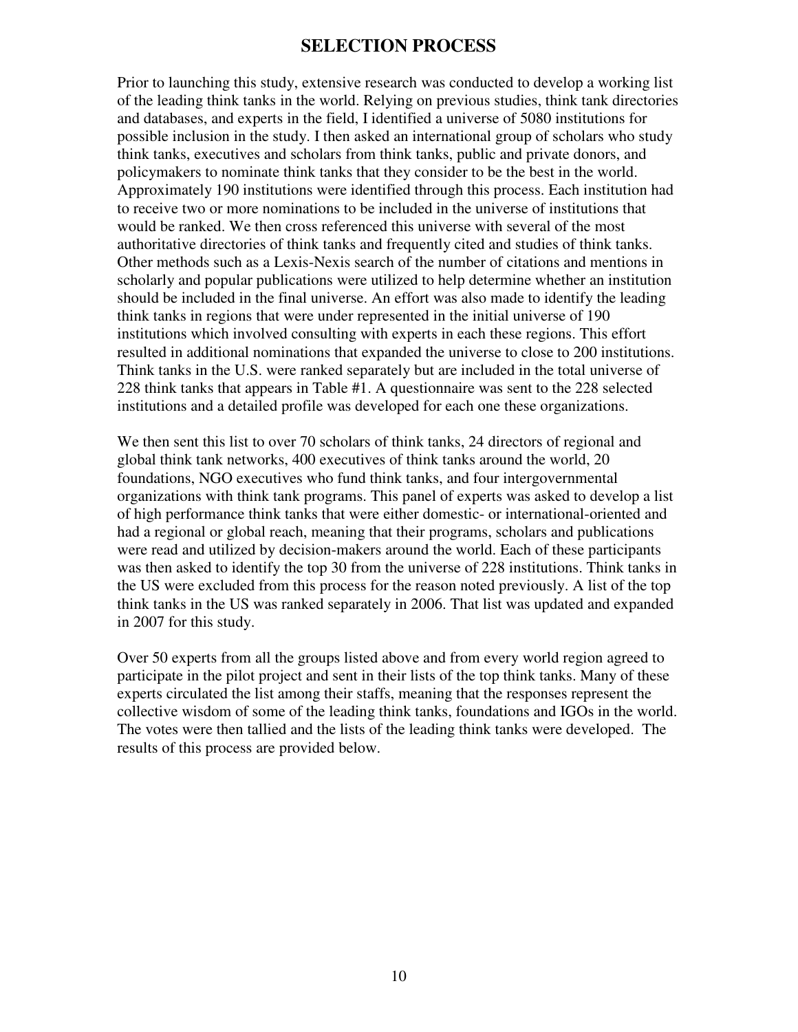# SELECTION PROCESS

Prior to launching this study, extensive research was conducted to develop a working list of the leading think tanks in the world. Relying on previous studies, think tank directories and databases, and experts in the field, I identified a universe of 5080 institutions for possible inclusion in the study. I then asked an international group of scholars who study think tanks, executives and scholars from think tanks, public and private donors, and policymakers to nominate think tanks that they consider to be the best in the world. Approximately 190 institutions were identified through this process. Each institution had to receive two or more nominations to be included in the universe of institutions that would be ranked. We then cross referenced this universe with several of the most authoritative directories of think tanks and frequently cited and studies of think tanks. Other methods such as a Lexis-Nexis search of the number of citations and mentions in scholarly and popular publications were utilized to help determine whether an institution should be included in the final universe. An effort was also made to identify the leading think tanks in regions that were under represented in the initial universe of 190 institutions which involved consulting with experts in each these regions. This effort resulted in additional nominations that expanded the universe to close to 200 institutions. Think tanks in the U.S. were ranked separately but are included in the total universe of 228 think tanks that appears in Table #1. A questionnaire was sent to the 228 selected institutions and a detailed profile was developed for each one these organizations.

We then sent this list to over 70 scholars of think tanks, 24 directors of regional and global think tank networks, 400 executives of think tanks around the world, 20 foundations, NGO executives who fund think tanks, and four intergovernmental organizations with think tank programs. This panel of experts was asked to develop a list of high performance think tanks that were either domestic- or international-oriented and had a regional or global reach, meaning that their programs, scholars and publications were read and utilized by decision-makers around the world. Each of these participants was then asked to identify the top 30 from the universe of 228 institutions. Think tanks in the US were excluded from this process for the reason noted previously. A list of the top think tanks in the US was ranked separately in 2006. That list was updated and expanded in 2007 for this study.

Over 50 experts from all the groups listed above and from every world region agreed to participate in the pilot project and sent in their lists of the top think tanks. Many of these experts circulated the list among their staffs, meaning that the responses represent the collective wisdom of some of the leading think tanks, foundations and IGOs in the world. The votes were then tallied and the lists of the leading think tanks were developed. The results of this process are provided below.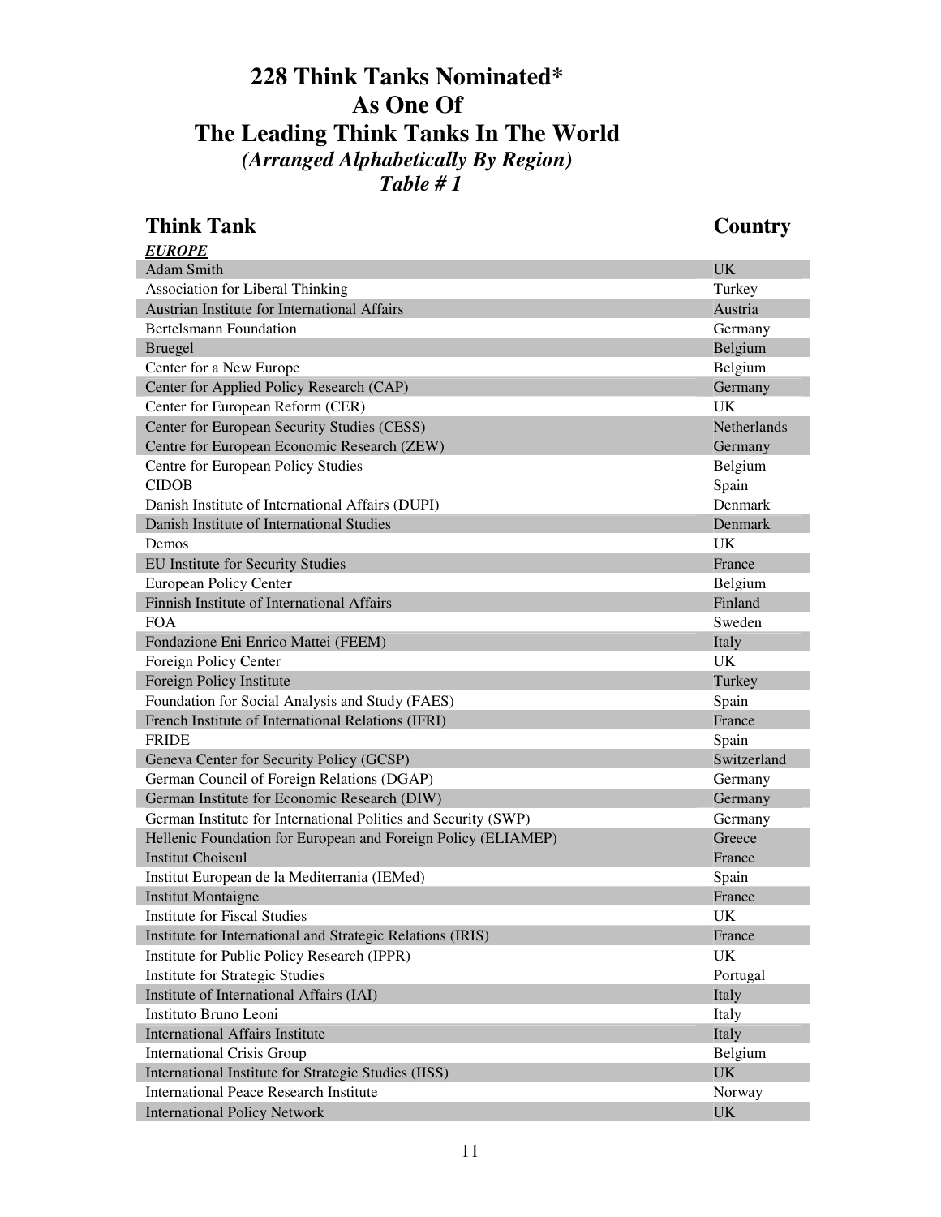# 228 Think Tanks Nominated* As One Of The Leading Think Tanks In The World

*(Arranged Alphabetically By Region)*

*Table # 1*

| Think Tank | Country |
|---|---|
| ***EUROPE*** | |
| Adam Smith | UK |
| Association for Liberal Thinking | Turkey |
| Austrian Institute for International Affairs | Austria |
| Bertelsmann Foundation | Germany |
| Bruegel | Belgium |
| Center for a New Europe | Belgium |
| Center for Applied Policy Research (CAP) | Germany |
| Center for European Reform (CER) | UK |
| Center for European Security Studies (CESS) | Netherlands |
| Centre for European Economic Research (ZEW) | Germany |
| Centre for European Policy Studies | Belgium |
| CIDOB | Spain |
| Danish Institute of International Affairs (DUPI) | Denmark |
| Danish Institute of International Studies | Denmark |
| Demos | UK |
| EU Institute for Security Studies | France |
| European Policy Center | Belgium |
| Finnish Institute of International Affairs | Finland |
| FOA | Sweden |
| Fondazione Eni Enrico Mattei (FEEM) | Italy |
| Foreign Policy Center | UK |
| Foreign Policy Institute | Turkey |
| Foundation for Social Analysis and Study (FAES) | Spain |
| French Institute of International Relations (IFRI) | France |
| FRIDE | Spain |
| Geneva Center for Security Policy (GCSP) | Switzerland |
| German Council of Foreign Relations (DGAP) | Germany |
| German Institute for Economic Research (DIW) | Germany |
| German Institute for International Politics and Security (SWP) | Germany |
| Hellenic Foundation for European and Foreign Policy (ELIAMEP) | Greece |
| Institut Choiseul | France |
| Institut European de la Mediterrania (IEMed) | Spain |
| Institut Montaigne | France |
| Institute for Fiscal Studies | UK |
| Institute for International and Strategic Relations (IRIS) | France |
| Institute for Public Policy Research (IPPR) | UK |
| Institute for Strategic Studies | Portugal |
| Institute of International Affairs (IAI) | Italy |
| Instituto Bruno Leoni | Italy |
| International Affairs Institute | Italy |
| International Crisis Group | Belgium |
| International Institute for Strategic Studies (IISS) | UK |
| International Peace Research Institute | Norway |
| International Policy Network | UK |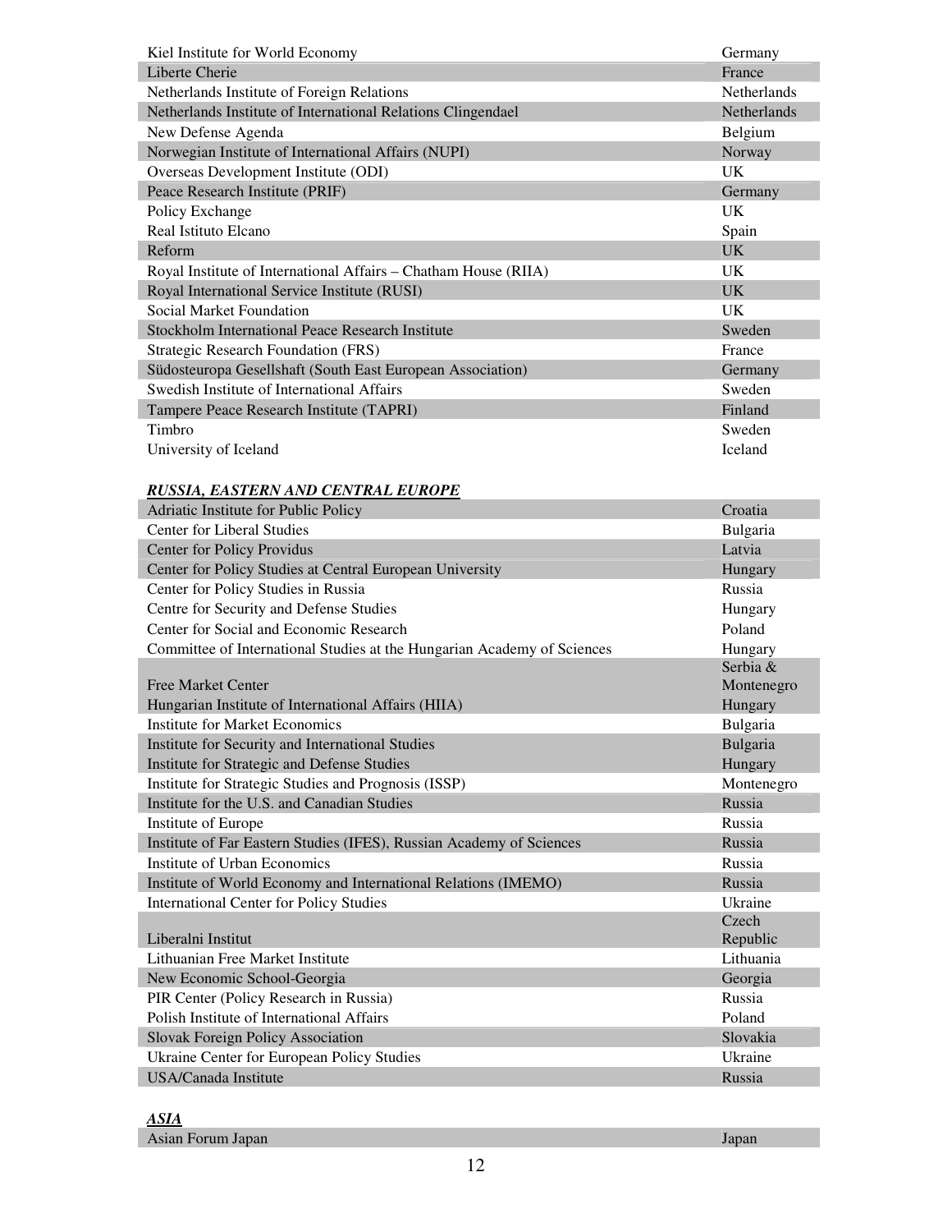| | |
|---|---|
| Kiel Institute for World Economy | Germany |
| Liberte Cherie | France |
| Netherlands Institute of Foreign Relations | Netherlands |
| Netherlands Institute of International Relations Clingendael | Netherlands |
| New Defense Agenda | Belgium |
| Norwegian Institute of International Affairs (NUPI) | Norway |
| Overseas Development Institute (ODI) | UK |
| Peace Research Institute (PRIF) | Germany |
| Policy Exchange | UK |
| Real Istituto Elcano | Spain |
| Reform | UK |
| Royal Institute of International Affairs – Chatham House (RIIA) | UK |
| Royal International Service Institute (RUSI) | UK |
| Social Market Foundation | UK |
| Stockholm International Peace Research Institute | Sweden |
| Strategic Research Foundation (FRS) | France |
| Südosteuropa Gesellshaft (South East European Association) | Germany |
| Swedish Institute of International Affairs | Sweden |
| Tampere Peace Research Institute (TAPRI) | Finland |
| Timbro | Sweden |
| University of Iceland | Iceland |

***RUSSIA, EASTERN AND CENTRAL EUROPE***

| | |
|---|---|
| Adriatic Institute for Public Policy | Croatia |
| Center for Liberal Studies | Bulgaria |
| Center for Policy Providus | Latvia |
| Center for Policy Studies at Central European University | Hungary |
| Center for Policy Studies in Russia | Russia |
| Centre for Security and Defense Studies | Hungary |
| Center for Social and Economic Research | Poland |
| Committee of International Studies at the Hungarian Academy of Sciences | Hungary |
| Free Market Center | Serbia & Montenegro |
| Hungarian Institute of International Affairs (HIIA) | Hungary |
| Institute for Market Economics | Bulgaria |
| Institute for Security and International Studies | Bulgaria |
| Institute for Strategic and Defense Studies | Hungary |
| Institute for Strategic Studies and Prognosis (ISSP) | Montenegro |
| Institute for the U.S. and Canadian Studies | Russia |
| Institute of Europe | Russia |
| Institute of Far Eastern Studies (IFES), Russian Academy of Sciences | Russia |
| Institute of Urban Economics | Russia |
| Institute of World Economy and International Relations (IMEMO) | Russia |
| International Center for Policy Studies | Ukraine |
| Liberalni Institut | Czech Republic |
| Lithuanian Free Market Institute | Lithuania |
| New Economic School-Georgia | Georgia |
| PIR Center (Policy Research in Russia) | Russia |
| Polish Institute of International Affairs | Poland |
| Slovak Foreign Policy Association | Slovakia |
| Ukraine Center for European Policy Studies | Ukraine |
| USA/Canada Institute | Russia |

***ASIA***

| | |
|---|---|
| Asian Forum Japan | Japan |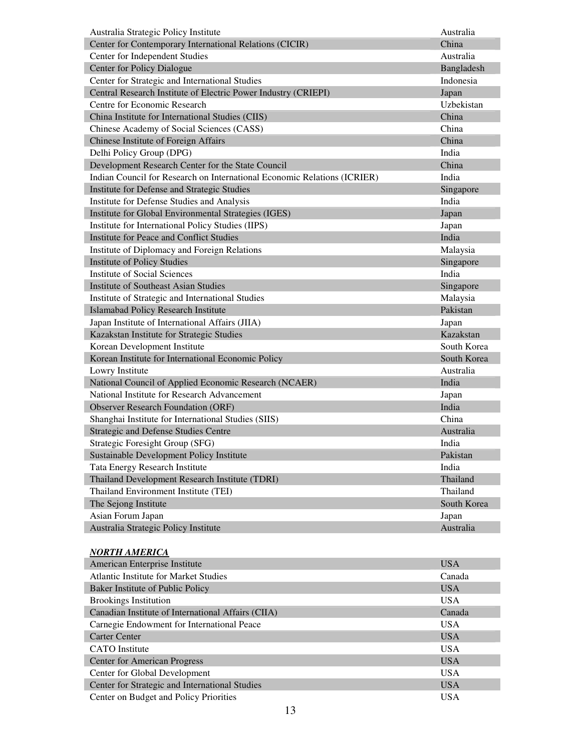| | |
|---|---|
| Australia Strategic Policy Institute | Australia |
| Center for Contemporary International Relations (CICIR) | China |
| Center for Independent Studies | Australia |
| Center for Policy Dialogue | Bangladesh |
| Center for Strategic and International Studies | Indonesia |
| Central Research Institute of Electric Power Industry (CRIEPI) | Japan |
| Centre for Economic Research | Uzbekistan |
| China Institute for International Studies (CIIS) | China |
| Chinese Academy of Social Sciences (CASS) | China |
| Chinese Institute of Foreign Affairs | China |
| Delhi Policy Group (DPG) | India |
| Development Research Center for the State Council | China |
| Indian Council for Research on International Economic Relations (ICRIER) | India |
| Institute for Defense and Strategic Studies | Singapore |
| Institute for Defense Studies and Analysis | India |
| Institute for Global Environmental Strategies (IGES) | Japan |
| Institute for International Policy Studies (IIPS) | Japan |
| Institute for Peace and Conflict Studies | India |
| Institute of Diplomacy and Foreign Relations | Malaysia |
| Institute of Policy Studies | Singapore |
| Institute of Social Sciences | India |
| Institute of Southeast Asian Studies | Singapore |
| Institute of Strategic and International Studies | Malaysia |
| Islamabad Policy Research Institute | Pakistan |
| Japan Institute of International Affairs (JIIA) | Japan |
| Kazakstan Institute for Strategic Studies | Kazakstan |
| Korean Development Institute | South Korea |
| Korean Institute for International Economic Policy | South Korea |
| Lowry Institute | Australia |
| National Council of Applied Economic Research (NCAER) | India |
| National Institute for Research Advancement | Japan |
| Observer Research Foundation (ORF) | India |
| Shanghai Institute for International Studies (SIIS) | China |
| Strategic and Defense Studies Centre | Australia |
| Strategic Foresight Group (SFG) | India |
| Sustainable Development Policy Institute | Pakistan |
| Tata Energy Research Institute | India |
| Thailand Development Research Institute (TDRI) | Thailand |
| Thailand Environment Institute (TEI) | Thailand |
| The Sejong Institute | South Korea |
| Asian Forum Japan | Japan |
| Australia Strategic Policy Institute | Australia |

***NORTH AMERICA***

| | |
|---|---|
| American Enterprise Institute | USA |
| Atlantic Institute for Market Studies | Canada |
| Baker Institute of Public Policy | USA |
| Brookings Institution | USA |
| Canadian Institute of International Affairs (CIIA) | Canada |
| Carnegie Endowment for International Peace | USA |
| Carter Center | USA |
| CATO Institute | USA |
| Center for American Progress | USA |
| Center for Global Development | USA |
| Center for Strategic and International Studies | USA |
| Center on Budget and Policy Priorities | USA |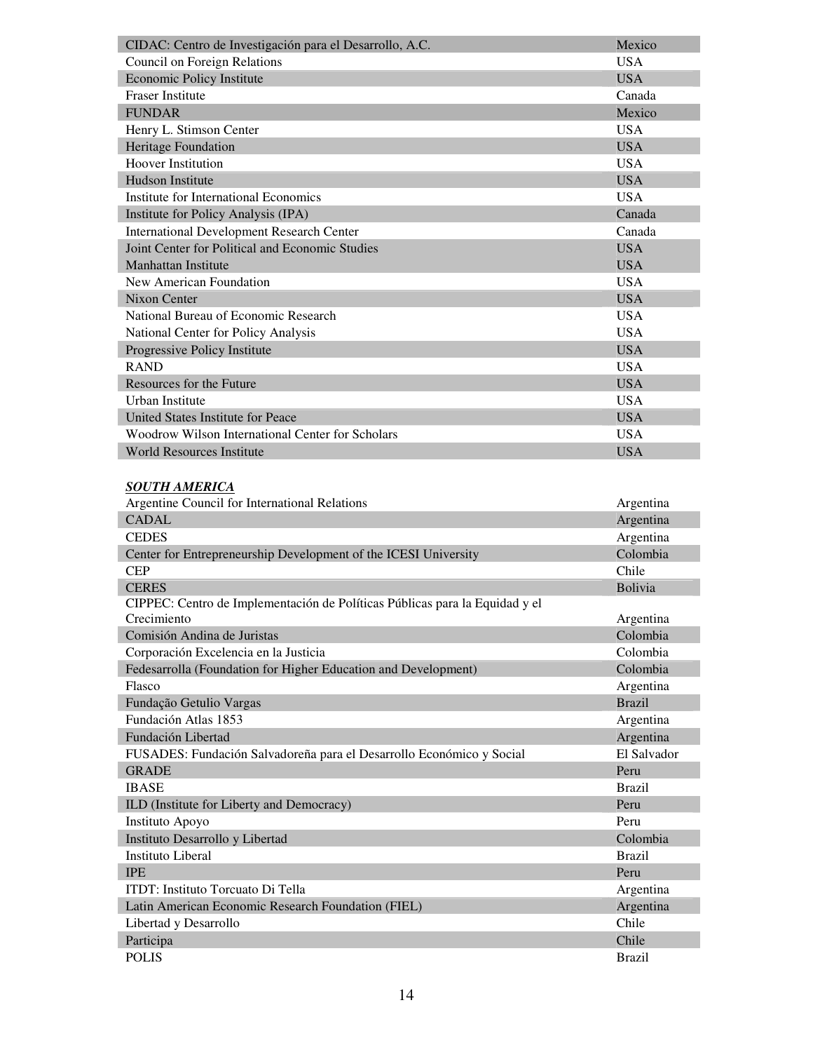| | |
|---|---|
| CIDAC: Centro de Investigación para el Desarrollo, A.C. | Mexico |
| Council on Foreign Relations | USA |
| Economic Policy Institute | USA |
| Fraser Institute | Canada |
| FUNDAR | Mexico |
| Henry L. Stimson Center | USA |
| Heritage Foundation | USA |
| Hoover Institution | USA |
| Hudson Institute | USA |
| Institute for International Economics | USA |
| Institute for Policy Analysis (IPA) | Canada |
| International Development Research Center | Canada |
| Joint Center for Political and Economic Studies | USA |
| Manhattan Institute | USA |
| New American Foundation | USA |
| Nixon Center | USA |
| National Bureau of Economic Research | USA |
| National Center for Policy Analysis | USA |
| Progressive Policy Institute | USA |
| RAND | USA |
| Resources for the Future | USA |
| Urban Institute | USA |
| United States Institute for Peace | USA |
| Woodrow Wilson International Center for Scholars | USA |
| World Resources Institute | USA |

***SOUTH AMERICA***

| | |
|---|---|
| Argentine Council for International Relations | Argentina |
| CADAL | Argentina |
| CEDES | Argentina |
| Center for Entrepreneurship Development of the ICESI University | Colombia |
| CEP | Chile |
| CERES | Bolivia |
| CIPPEC: Centro de Implementación de Políticas Públicas para la Equidad y el Crecimiento | Argentina |
| Comisión Andina de Juristas | Colombia |
| Corporación Excelencia en la Justicia | Colombia |
| Fedesarrolla (Foundation for Higher Education and Development) | Colombia |
| Flasco | Argentina |
| Fundação Getulio Vargas | Brazil |
| Fundación Atlas 1853 | Argentina |
| Fundación Libertad | Argentina |
| FUSADES: Fundación Salvadoreña para el Desarrollo Económico y Social | El Salvador |
| GRADE | Peru |
| IBASE | Brazil |
| ILD (Institute for Liberty and Democracy) | Peru |
| Instituto Apoyo | Peru |
| Instituto Desarrollo y Libertad | Colombia |
| Instituto Liberal | Brazil |
| IPE | Peru |
| ITDT: Instituto Torcuato Di Tella | Argentina |
| Latin American Economic Research Foundation (FIEL) | Argentina |
| Libertad y Desarrollo | Chile |
| Participa | Chile |
| POLIS | Brazil |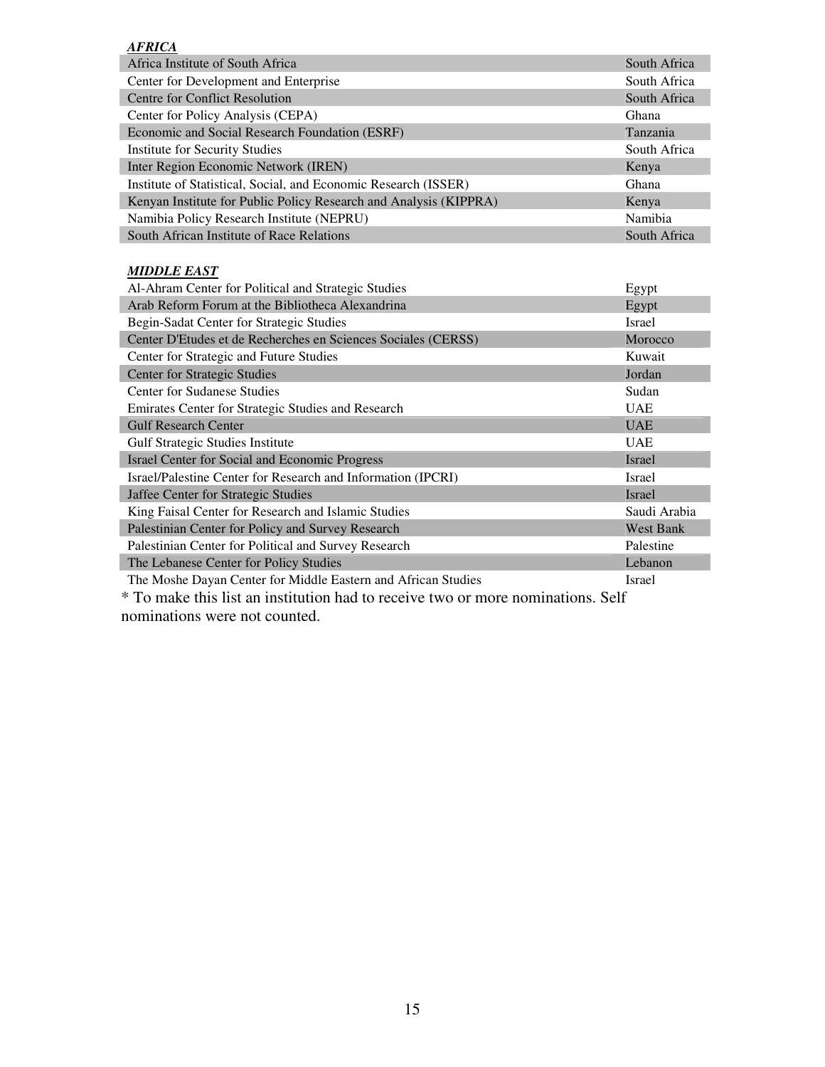***AFRICA***

| | |
|---|---|
| Africa Institute of South Africa | South Africa |
| Center for Development and Enterprise | South Africa |
| Centre for Conflict Resolution | South Africa |
| Center for Policy Analysis (CEPA) | Ghana |
| Economic and Social Research Foundation (ESRF) | Tanzania |
| Institute for Security Studies | South Africa |
| Inter Region Economic Network (IREN) | Kenya |
| Institute of Statistical, Social, and Economic Research (ISSER) | Ghana |
| Kenyan Institute for Public Policy Research and Analysis (KIPPRA) | Kenya |
| Namibia Policy Research Institute (NEPRU) | Namibia |
| South African Institute of Race Relations | South Africa |

***MIDDLE EAST***

| | |
|---|---|
| Al-Ahram Center for Political and Strategic Studies | Egypt |
| Arab Reform Forum at the Bibliotheca Alexandrina | Egypt |
| Begin-Sadat Center for Strategic Studies | Israel |
| Center D'Etudes et de Recherches en Sciences Sociales (CERSS) | Morocco |
| Center for Strategic and Future Studies | Kuwait |
| Center for Strategic Studies | Jordan |
| Center for Sudanese Studies | Sudan |
| Emirates Center for Strategic Studies and Research | UAE |
| Gulf Research Center | UAE |
| Gulf Strategic Studies Institute | UAE |
| Israel Center for Social and Economic Progress | Israel |
| Israel/Palestine Center for Research and Information (IPCRI) | Israel |
| Jaffee Center for Strategic Studies | Israel |
| King Faisal Center for Research and Islamic Studies | Saudi Arabia |
| Palestinian Center for Policy and Survey Research | West Bank |
| Palestinian Center for Political and Survey Research | Palestine |
| The Lebanese Center for Policy Studies | Lebanon |
| The Moshe Dayan Center for Middle Eastern and African Studies | Israel |

* To make this list an institution had to receive two or more nominations. Self nominations were not counted.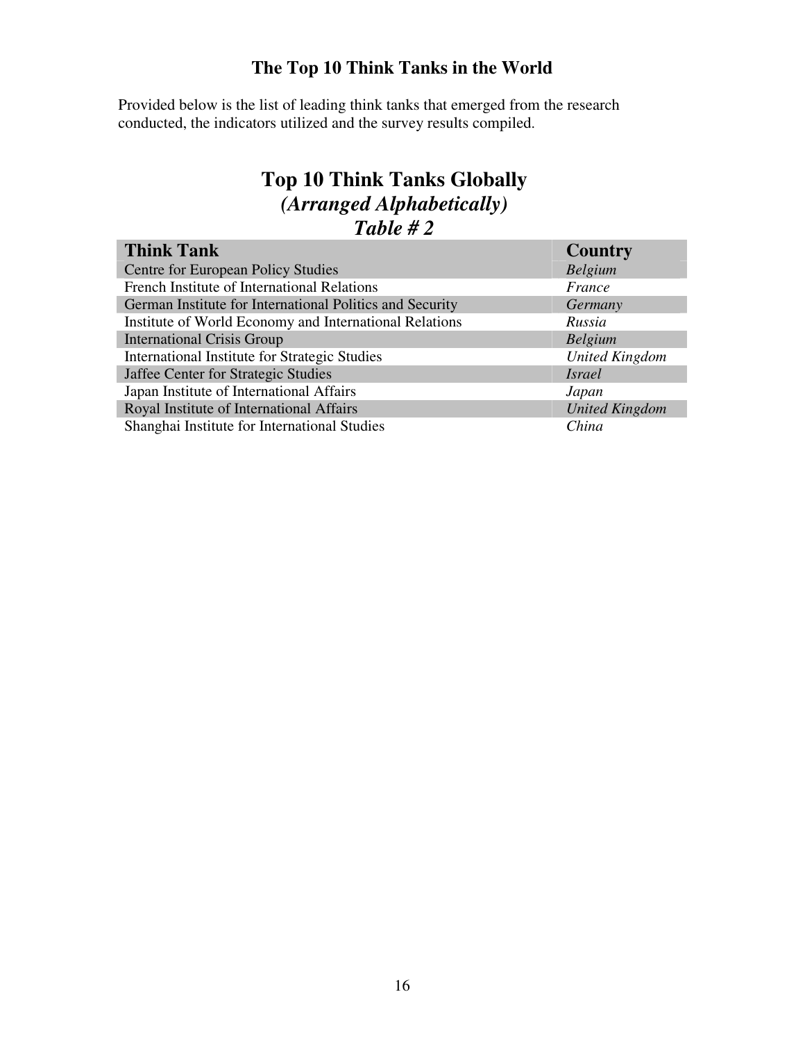## The Top 10 Think Tanks in the World

Provided below is the list of leading think tanks that emerged from the research conducted, the indicators utilized and the survey results compiled.

# Top 10 Think Tanks Globally
## *(Arranged Alphabetically)*
## *Table # 2*

| Think Tank | Country |
|---|---|
| Centre for European Policy Studies | *Belgium* |
| French Institute of International Relations | *France* |
| German Institute for International Politics and Security | *Germany* |
| Institute of World Economy and International Relations | *Russia* |
| International Crisis Group | *Belgium* |
| International Institute for Strategic Studies | *United Kingdom* |
| Jaffee Center for Strategic Studies | *Israel* |
| Japan Institute of International Affairs | *Japan* |
| Royal Institute of International Affairs | *United Kingdom* |
| Shanghai Institute for International Studies | *China* |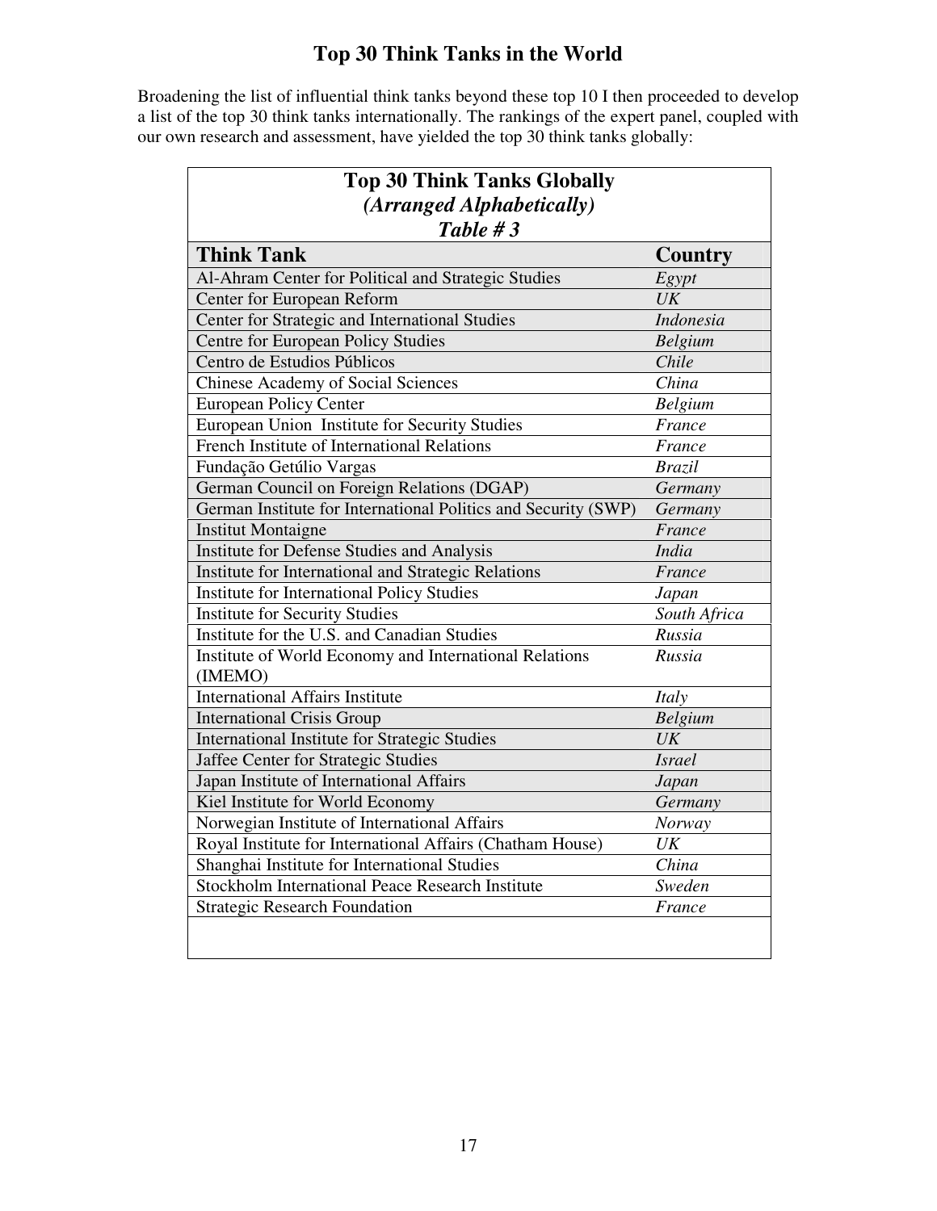# Top 30 Think Tanks in the World

Broadening the list of influential think tanks beyond these top 10 I then proceeded to develop a list of the top 30 think tanks internationally. The rankings of the expert panel, coupled with our own research and assessment, have yielded the top 30 think tanks globally:

**Top 30 Think Tanks Globally**
***(Arranged Alphabetically)***
***Table # 3***

| Think Tank | Country |
|---|---|
| Al-Ahram Center for Political and Strategic Studies | *Egypt* |
| Center for European Reform | *UK* |
| Center for Strategic and International Studies | *Indonesia* |
| Centre for European Policy Studies | *Belgium* |
| Centro de Estudios Públicos | *Chile* |
| Chinese Academy of Social Sciences | *China* |
| European Policy Center | *Belgium* |
| European Union Institute for Security Studies | *France* |
| French Institute of International Relations | *France* |
| Fundação Getúlio Vargas | *Brazil* |
| German Council on Foreign Relations (DGAP) | *Germany* |
| German Institute for International Politics and Security (SWP) | *Germany* |
| Institut Montaigne | *France* |
| Institute for Defense Studies and Analysis | *India* |
| Institute for International and Strategic Relations | *France* |
| Institute for International Policy Studies | *Japan* |
| Institute for Security Studies | *South Africa* |
| Institute for the U.S. and Canadian Studies | *Russia* |
| Institute of World Economy and International Relations (IMEMO) | *Russia* |
| International Affairs Institute | *Italy* |
| International Crisis Group | *Belgium* |
| International Institute for Strategic Studies | *UK* |
| Jaffee Center for Strategic Studies | *Israel* |
| Japan Institute of International Affairs | *Japan* |
| Kiel Institute for World Economy | *Germany* |
| Norwegian Institute of International Affairs | *Norway* |
| Royal Institute for International Affairs (Chatham House) | *UK* |
| Shanghai Institute for International Studies | *China* |
| Stockholm International Peace Research Institute | *Sweden* |
| Strategic Research Foundation | *France* |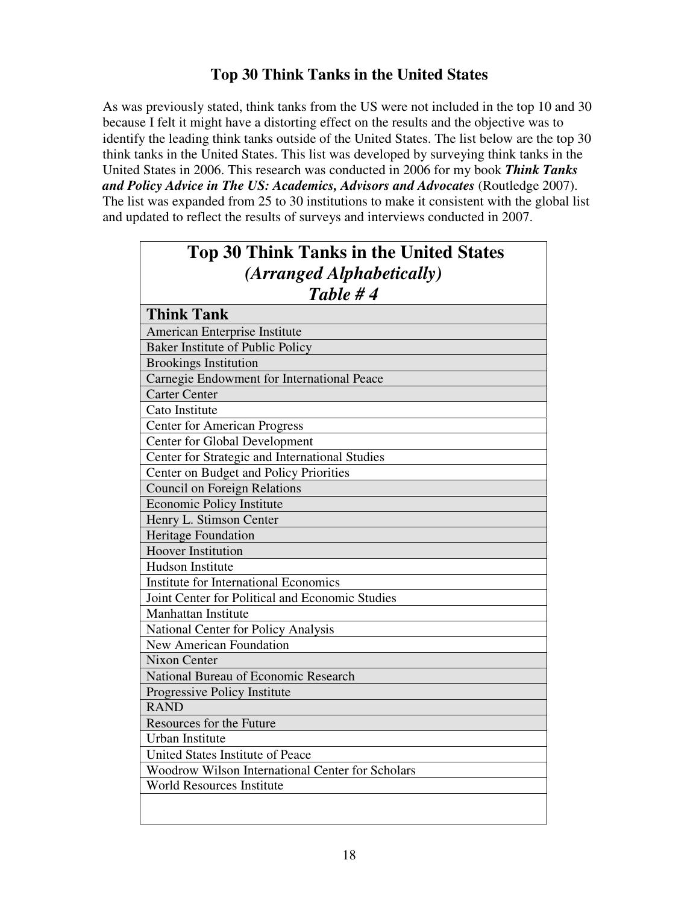## Top 30 Think Tanks in the United States

As was previously stated, think tanks from the US were not included in the top 10 and 30 because I felt it might have a distorting effect on the results and the objective was to identify the leading think tanks outside of the United States. The list below are the top 30 think tanks in the United States. This list was developed by surveying think tanks in the United States in 2006. This research was conducted in 2006 for my book ***Think Tanks and Policy Advice in The US: Academics, Advisors and Advocates*** (Routledge 2007). The list was expanded from 25 to 30 institutions to make it consistent with the global list and updated to reflect the results of surveys and interviews conducted in 2007.

**Top 30 Think Tanks in the United States**
***(Arranged Alphabetically)***
***Table # 4***

| Think Tank |
|---|
| American Enterprise Institute |
| Baker Institute of Public Policy |
| Brookings Institution |
| Carnegie Endowment for International Peace |
| Carter Center |
| Cato Institute |
| Center for American Progress |
| Center for Global Development |
| Center for Strategic and International Studies |
| Center on Budget and Policy Priorities |
| Council on Foreign Relations |
| Economic Policy Institute |
| Henry L. Stimson Center |
| Heritage Foundation |
| Hoover Institution |
| Hudson Institute |
| Institute for International Economics |
| Joint Center for Political and Economic Studies |
| Manhattan Institute |
| National Center for Policy Analysis |
| New American Foundation |
| Nixon Center |
| National Bureau of Economic Research |
| Progressive Policy Institute |
| RAND |
| Resources for the Future |
| Urban Institute |
| United States Institute of Peace |
| Woodrow Wilson International Center for Scholars |
| World Resources Institute |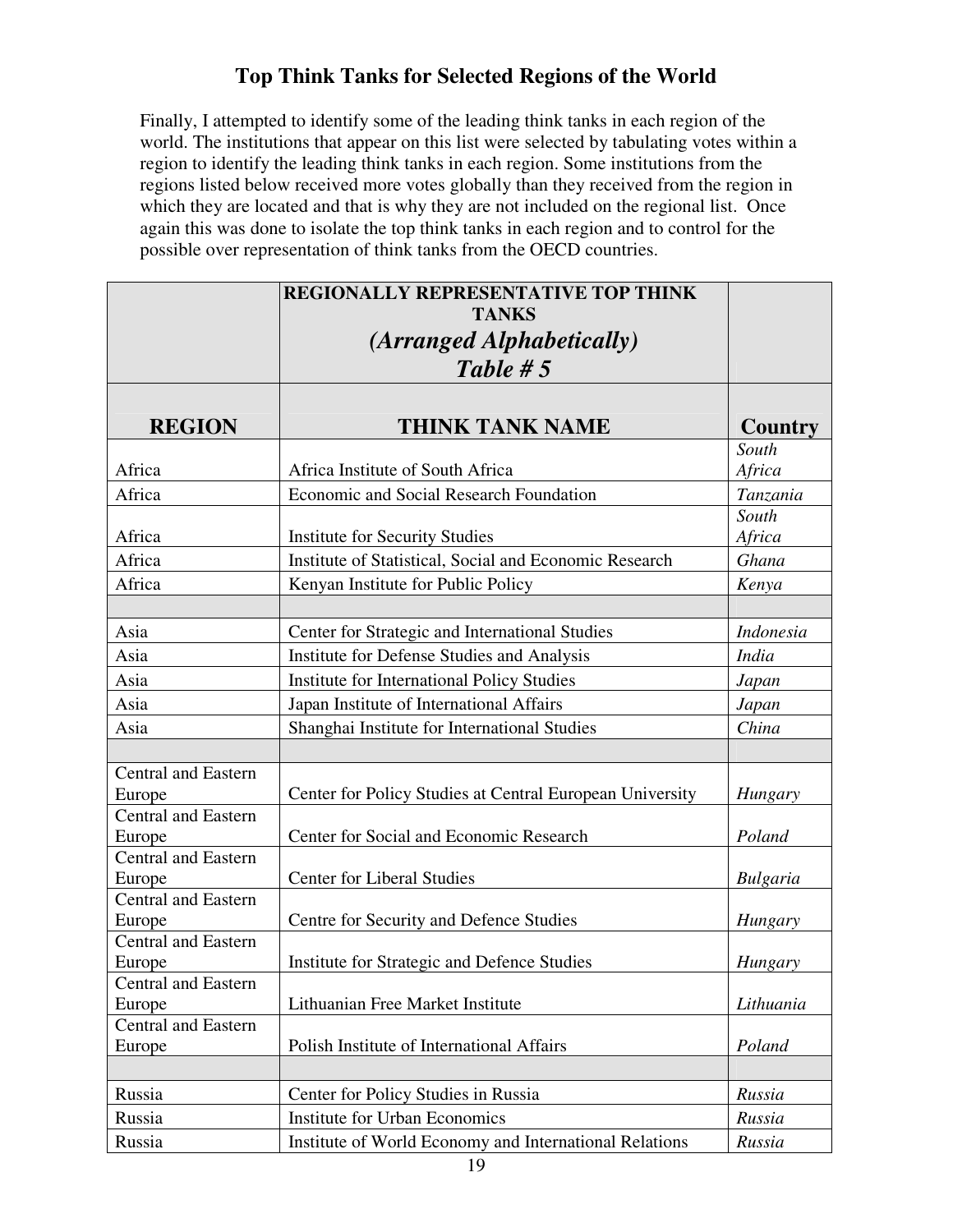## Top Think Tanks for Selected Regions of the World

Finally, I attempted to identify some of the leading think tanks in each region of the world. The institutions that appear on this list were selected by tabulating votes within a region to identify the leading think tanks in each region. Some institutions from the regions listed below received more votes globally than they received from the region in which they are located and that is why they are not included on the regional list. Once again this was done to isolate the top think tanks in each region and to control for the possible over representation of think tanks from the OECD countries.

| | **REGIONALLY REPRESENTATIVE TOP THINK TANKS** ***(Arranged Alphabetically)*** ***Table # 5*** | |
|---|---|---|
| **REGION** | **THINK TANK NAME** | **Country** |
| Africa | Africa Institute of South Africa | *South Africa* |
| Africa | Economic and Social Research Foundation | *Tanzania* |
| Africa | Institute for Security Studies | *South Africa* |
| Africa | Institute of Statistical, Social and Economic Research | *Ghana* |
| Africa | Kenyan Institute for Public Policy | *Kenya* |
| | | |
| Asia | Center for Strategic and International Studies | *Indonesia* |
| Asia | Institute for Defense Studies and Analysis | *India* |
| Asia | Institute for International Policy Studies | *Japan* |
| Asia | Japan Institute of International Affairs | *Japan* |
| Asia | Shanghai Institute for International Studies | *China* |
| | | |
| Central and Eastern Europe | Center for Policy Studies at Central European University | *Hungary* |
| Central and Eastern Europe | Center for Social and Economic Research | *Poland* |
| Central and Eastern Europe | Center for Liberal Studies | *Bulgaria* |
| Central and Eastern Europe | Centre for Security and Defence Studies | *Hungary* |
| Central and Eastern Europe | Institute for Strategic and Defence Studies | *Hungary* |
| Central and Eastern Europe | Lithuanian Free Market Institute | *Lithuania* |
| Central and Eastern Europe | Polish Institute of International Affairs | *Poland* |
| | | |
| Russia | Center for Policy Studies in Russia | *Russia* |
| Russia | Institute for Urban Economics | *Russia* |
| Russia | Institute of World Economy and International Relations | *Russia* |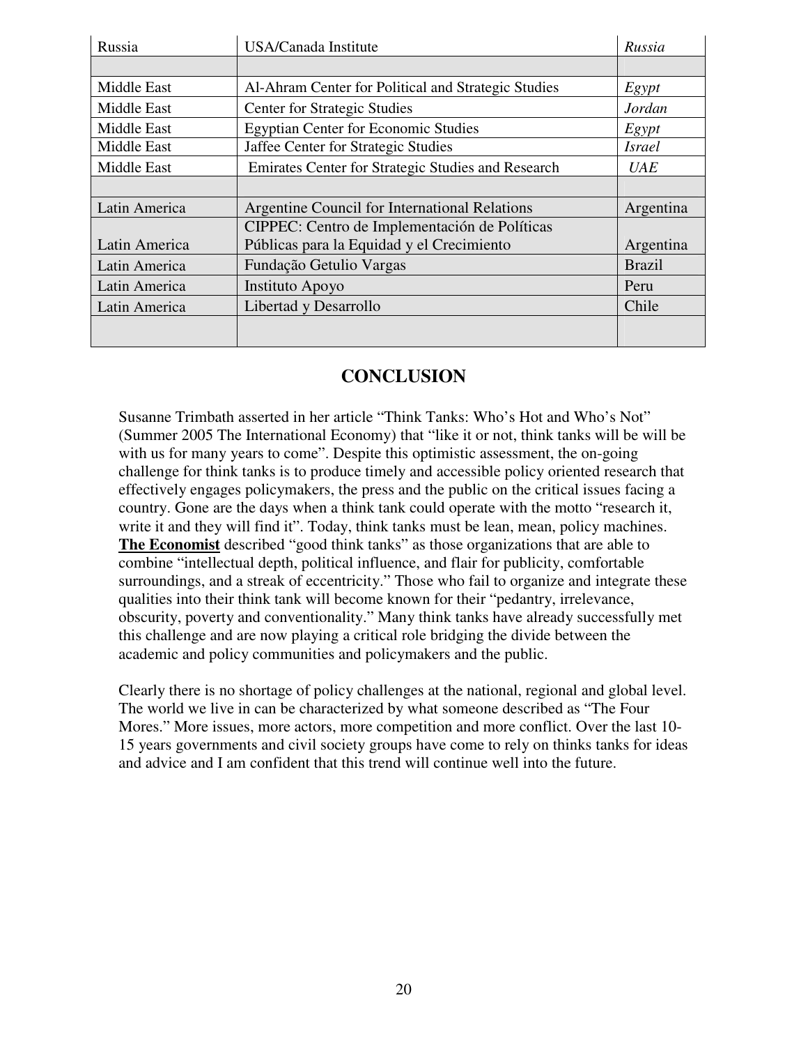| Russia | USA/Canada Institute | *Russia* |
|---|---|---|
| | | |
| Middle East | Al-Ahram Center for Political and Strategic Studies | *Egypt* |
| Middle East | Center for Strategic Studies | *Jordan* |
| Middle East | Egyptian Center for Economic Studies | *Egypt* |
| Middle East | Jaffee Center for Strategic Studies | *Israel* |
| Middle East | Emirates Center for Strategic Studies and Research | *UAE* |
| | | |
| Latin America | Argentine Council for International Relations | Argentina |
| Latin America | CIPPEC: Centro de Implementación de Políticas Públicas para la Equidad y el Crecimiento | Argentina |
| Latin America | Fundação Getulio Vargas | Brazil |
| Latin America | Instituto Apoyo | Peru |
| Latin America | Libertad y Desarrollo | Chile |
| | | |

## CONCLUSION

Susanne Trimbath asserted in her article "Think Tanks: Who's Hot and Who's Not" (Summer 2005 The International Economy) that "like it or not, think tanks will be will be with us for many years to come". Despite this optimistic assessment, the on-going challenge for think tanks is to produce timely and accessible policy oriented research that effectively engages policymakers, the press and the public on the critical issues facing a country. Gone are the days when a think tank could operate with the motto "research it, write it and they will find it". Today, think tanks must be lean, mean, policy machines. **The Economist** described "good think tanks" as those organizations that are able to combine "intellectual depth, political influence, and flair for publicity, comfortable surroundings, and a streak of eccentricity." Those who fail to organize and integrate these qualities into their think tank will become known for their "pedantry, irrelevance, obscurity, poverty and conventionality." Many think tanks have already successfully met this challenge and are now playing a critical role bridging the divide between the academic and policy communities and policymakers and the public.

Clearly there is no shortage of policy challenges at the national, regional and global level. The world we live in can be characterized by what someone described as "The Four Mores." More issues, more actors, more competition and more conflict. Over the last 10-15 years governments and civil society groups have come to rely on thinks tanks for ideas and advice and I am confident that this trend will continue well into the future.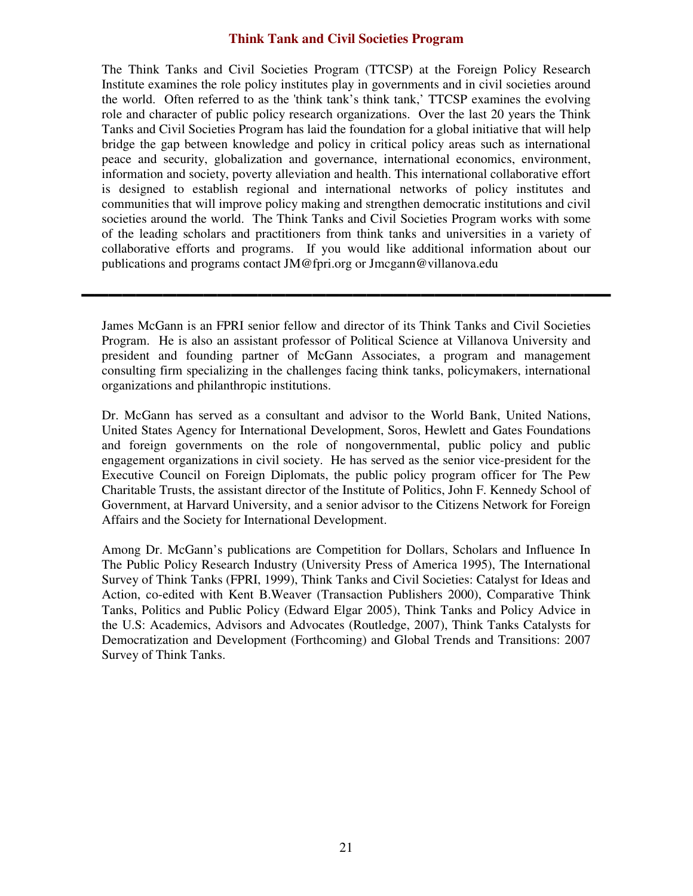## Think Tank and Civil Societies Program

The Think Tanks and Civil Societies Program (TTCSP) at the Foreign Policy Research Institute examines the role policy institutes play in governments and in civil societies around the world. Often referred to as the 'think tank's think tank,' TTCSP examines the evolving role and character of public policy research organizations. Over the last 20 years the Think Tanks and Civil Societies Program has laid the foundation for a global initiative that will help bridge the gap between knowledge and policy in critical policy areas such as international peace and security, globalization and governance, international economics, environment, information and society, poverty alleviation and health. This international collaborative effort is designed to establish regional and international networks of policy institutes and communities that will improve policy making and strengthen democratic institutions and civil societies around the world. The Think Tanks and Civil Societies Program works with some of the leading scholars and practitioners from think tanks and universities in a variety of collaborative efforts and programs. If you would like additional information about our publications and programs contact JM@fpri.org or Jmcgann@villanova.edu

---

James McGann is an FPRI senior fellow and director of its Think Tanks and Civil Societies Program. He is also an assistant professor of Political Science at Villanova University and president and founding partner of McGann Associates, a program and management consulting firm specializing in the challenges facing think tanks, policymakers, international organizations and philanthropic institutions.

Dr. McGann has served as a consultant and advisor to the World Bank, United Nations, United States Agency for International Development, Soros, Hewlett and Gates Foundations and foreign governments on the role of nongovernmental, public policy and public engagement organizations in civil society. He has served as the senior vice-president for the Executive Council on Foreign Diplomats, the public policy program officer for The Pew Charitable Trusts, the assistant director of the Institute of Politics, John F. Kennedy School of Government, at Harvard University, and a senior advisor to the Citizens Network for Foreign Affairs and the Society for International Development.

Among Dr. McGann's publications are Competition for Dollars, Scholars and Influence In The Public Policy Research Industry (University Press of America 1995), The International Survey of Think Tanks (FPRI, 1999), Think Tanks and Civil Societies: Catalyst for Ideas and Action, co-edited with Kent B.Weaver (Transaction Publishers 2000), Comparative Think Tanks, Politics and Public Policy (Edward Elgar 2005), Think Tanks and Policy Advice in the U.S: Academics, Advisors and Advocates (Routledge, 2007), Think Tanks Catalysts for Democratization and Development (Forthcoming) and Global Trends and Transitions: 2007 Survey of Think Tanks.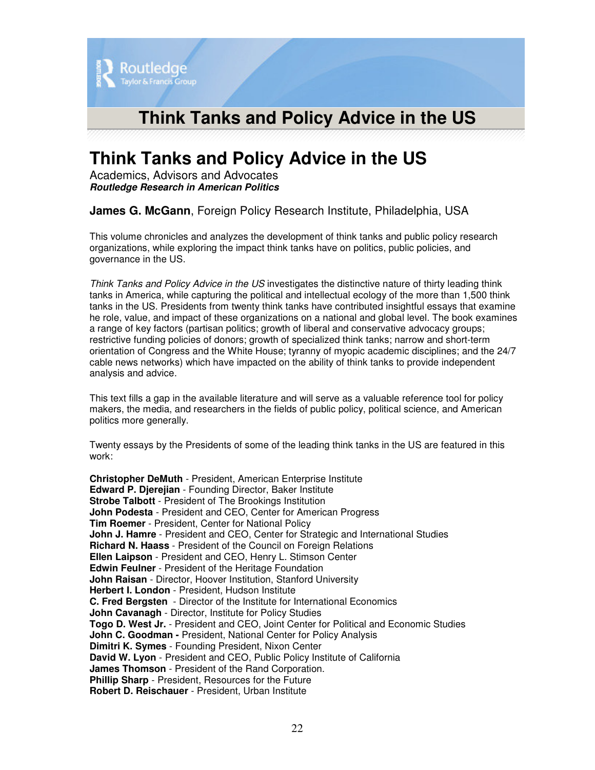Routledge
Taylor & Francis Group

# Think Tanks and Policy Advice in the US

## Think Tanks and Policy Advice in the US

Academics, Advisors and Advocates
***Routledge Research in American Politics***

**James G. McGann**, Foreign Policy Research Institute, Philadelphia, USA

This volume chronicles and analyzes the development of think tanks and public policy research organizations, while exploring the impact think tanks have on politics, public policies, and governance in the US.

*Think Tanks and Policy Advice in the US* investigates the distinctive nature of thirty leading think tanks in America, while capturing the political and intellectual ecology of the more than 1,500 think tanks in the US. Presidents from twenty think tanks have contributed insightful essays that examine he role, value, and impact of these organizations on a national and global level. The book examines a range of key factors (partisan politics; growth of liberal and conservative advocacy groups; restrictive funding policies of donors; growth of specialized think tanks; narrow and short-term orientation of Congress and the White House; tyranny of myopic academic disciplines; and the 24/7 cable news networks) which have impacted on the ability of think tanks to provide independent analysis and advice.

This text fills a gap in the available literature and will serve as a valuable reference tool for policy makers, the media, and researchers in the fields of public policy, political science, and American politics more generally.

Twenty essays by the Presidents of some of the leading think tanks in the US are featured in this work:

**Christopher DeMuth** - President, American Enterprise Institute
**Edward P. Djerejian** - Founding Director, Baker Institute
**Strobe Talbott** - President of The Brookings Institution
**John Podesta** - President and CEO, Center for American Progress
**Tim Roemer** - President, Center for National Policy
**John J. Hamre** - President and CEO, Center for Strategic and International Studies
**Richard N. Haass** - President of the Council on Foreign Relations
**Ellen Laipson** - President and CEO, Henry L. Stimson Center
**Edwin Feulner** - President of the Heritage Foundation
**John Raisan** - Director, Hoover Institution, Stanford University
**Herbert I. London** - President, Hudson Institute
**C. Fred Bergsten** - Director of the Institute for International Economics
**John Cavanagh** - Director, Institute for Policy Studies
**Togo D. West Jr.** - President and CEO, Joint Center for Political and Economic Studies
**John C. Goodman -** President, National Center for Policy Analysis
**Dimitri K. Symes** - Founding President, Nixon Center
**David W. Lyon** - President and CEO, Public Policy Institute of California
**James Thomson** - President of the Rand Corporation.
**Phillip Sharp** - President, Resources for the Future
**Robert D. Reischauer** - President, Urban Institute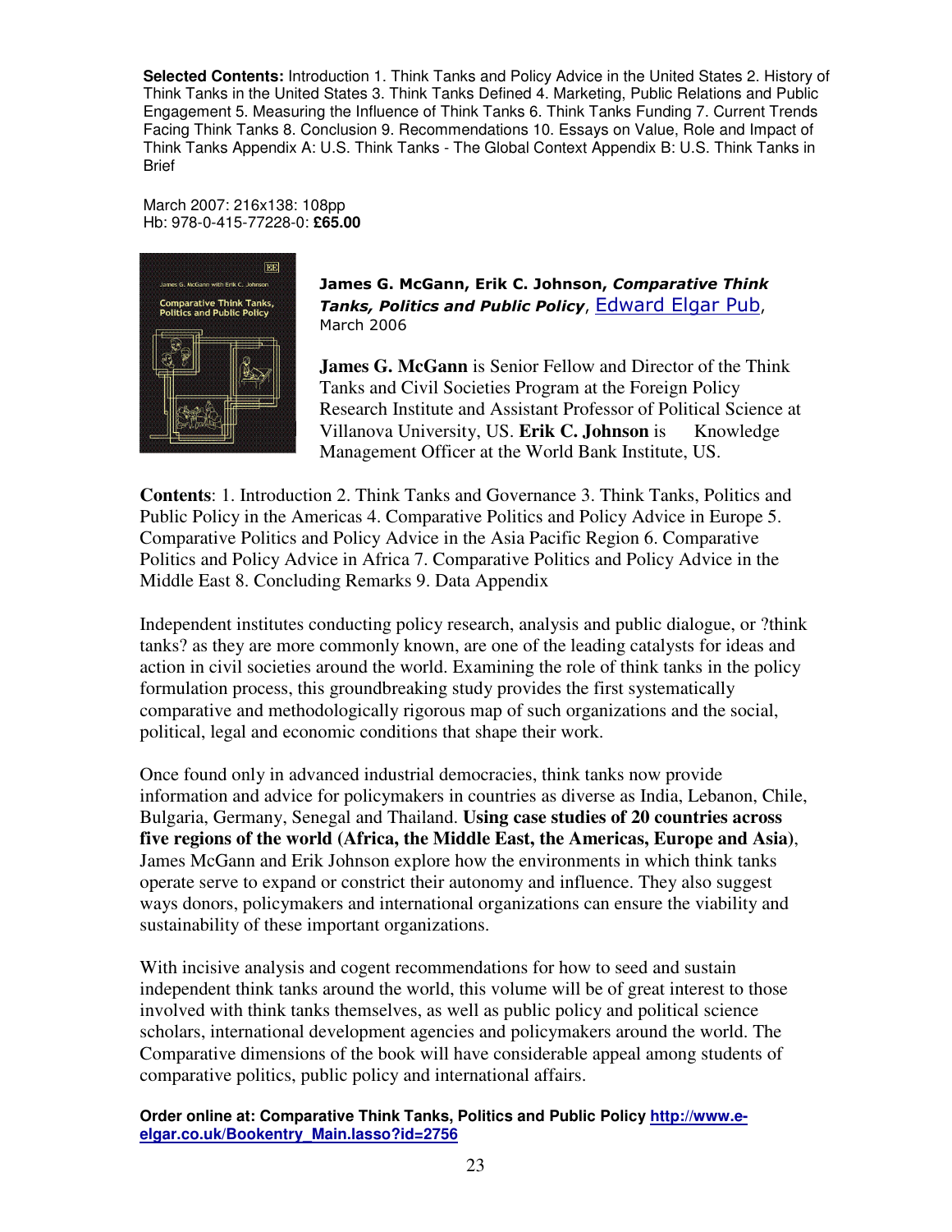**Selected Contents:** Introduction 1. Think Tanks and Policy Advice in the United States 2. History of Think Tanks in the United States 3. Think Tanks Defined 4. Marketing, Public Relations and Public Engagement 5. Measuring the Influence of Think Tanks 6. Think Tanks Funding 7. Current Trends Facing Think Tanks 8. Conclusion 9. Recommendations 10. Essays on Value, Role and Impact of Think Tanks Appendix A: U.S. Think Tanks - The Global Context Appendix B: U.S. Think Tanks in Brief

March 2007: 216x138: 108pp
Hb: 978-0-415-77228-0: **£65.00**

**James G. McGann, Erik C. Johnson, *Comparative Think Tanks, Politics and Public Policy***, Edward Elgar Pub, March 2006

**James G. McGann** is Senior Fellow and Director of the Think Tanks and Civil Societies Program at the Foreign Policy Research Institute and Assistant Professor of Political Science at Villanova University, US. **Erik C. Johnson** is Knowledge Management Officer at the World Bank Institute, US.

**Contents**: 1. Introduction 2. Think Tanks and Governance 3. Think Tanks, Politics and Public Policy in the Americas 4. Comparative Politics and Policy Advice in Europe 5. Comparative Politics and Policy Advice in the Asia Pacific Region 6. Comparative Politics and Policy Advice in Africa 7. Comparative Politics and Policy Advice in the Middle East 8. Concluding Remarks 9. Data Appendix

Independent institutes conducting policy research, analysis and public dialogue, or ?think tanks? as they are more commonly known, are one of the leading catalysts for ideas and action in civil societies around the world. Examining the role of think tanks in the policy formulation process, this groundbreaking study provides the first systematically comparative and methodologically rigorous map of such organizations and the social, political, legal and economic conditions that shape their work.

Once found only in advanced industrial democracies, think tanks now provide information and advice for policymakers in countries as diverse as India, Lebanon, Chile, Bulgaria, Germany, Senegal and Thailand. **Using case studies of 20 countries across five regions of the world (Africa, the Middle East, the Americas, Europe and Asia)**, James McGann and Erik Johnson explore how the environments in which think tanks operate serve to expand or constrict their autonomy and influence. They also suggest ways donors, policymakers and international organizations can ensure the viability and sustainability of these important organizations.

With incisive analysis and cogent recommendations for how to seed and sustain independent think tanks around the world, this volume will be of great interest to those involved with think tanks themselves, as well as public policy and political science scholars, international development agencies and policymakers around the world. The Comparative dimensions of the book will have considerable appeal among students of comparative politics, public policy and international affairs.

**Order online at: Comparative Think Tanks, Politics and Public Policy http://www.e-elgar.co.uk/Bookentry_Main.lasso?id=2756**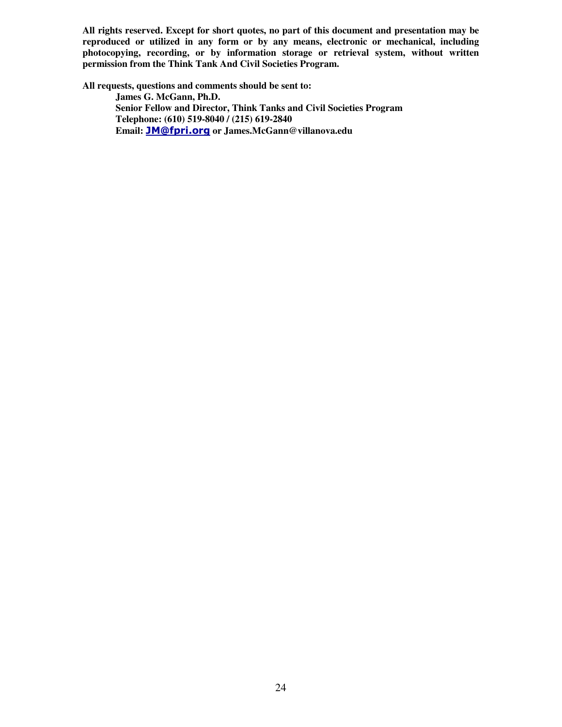**All rights reserved. Except for short quotes, no part of this document and presentation may be reproduced or utilized in any form or by any means, electronic or mechanical, including photocopying, recording, or by information storage or retrieval system, without written permission from the Think Tank And Civil Societies Program.**

**All requests, questions and comments should be sent to:**

**James G. McGann, Ph.D.**
**Senior Fellow and Director, Think Tanks and Civil Societies Program**
**Telephone: (610) 519-8040 / (215) 619-2840**
**Email: JM@fpri.org or James.McGann@villanova.edu**